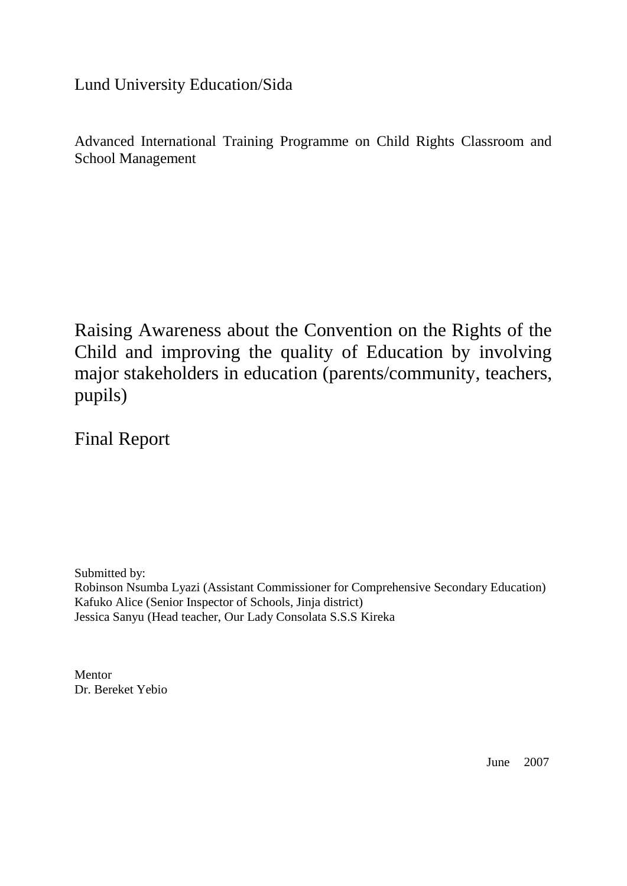Lund University Education/Sida

Advanced International Training Programme on Child Rights Classroom and School Management

# Raising Awareness about the Convention on the Rights of the Child and improving the quality of Education by involving major stakeholders in education (parents/community, teachers, pupils)

# Final Report

Submitted by:
Robinson Nsumba Lyazi (Assistant Commissioner for Comprehensive Secondary Education)
Kafuko Alice (Senior Inspector of Schools, Jinja district)
Jessica Sanyu (Head teacher, Our Lady Consolata S.S.S Kireka

Mentor
Dr. Bereket Yebio

June 2007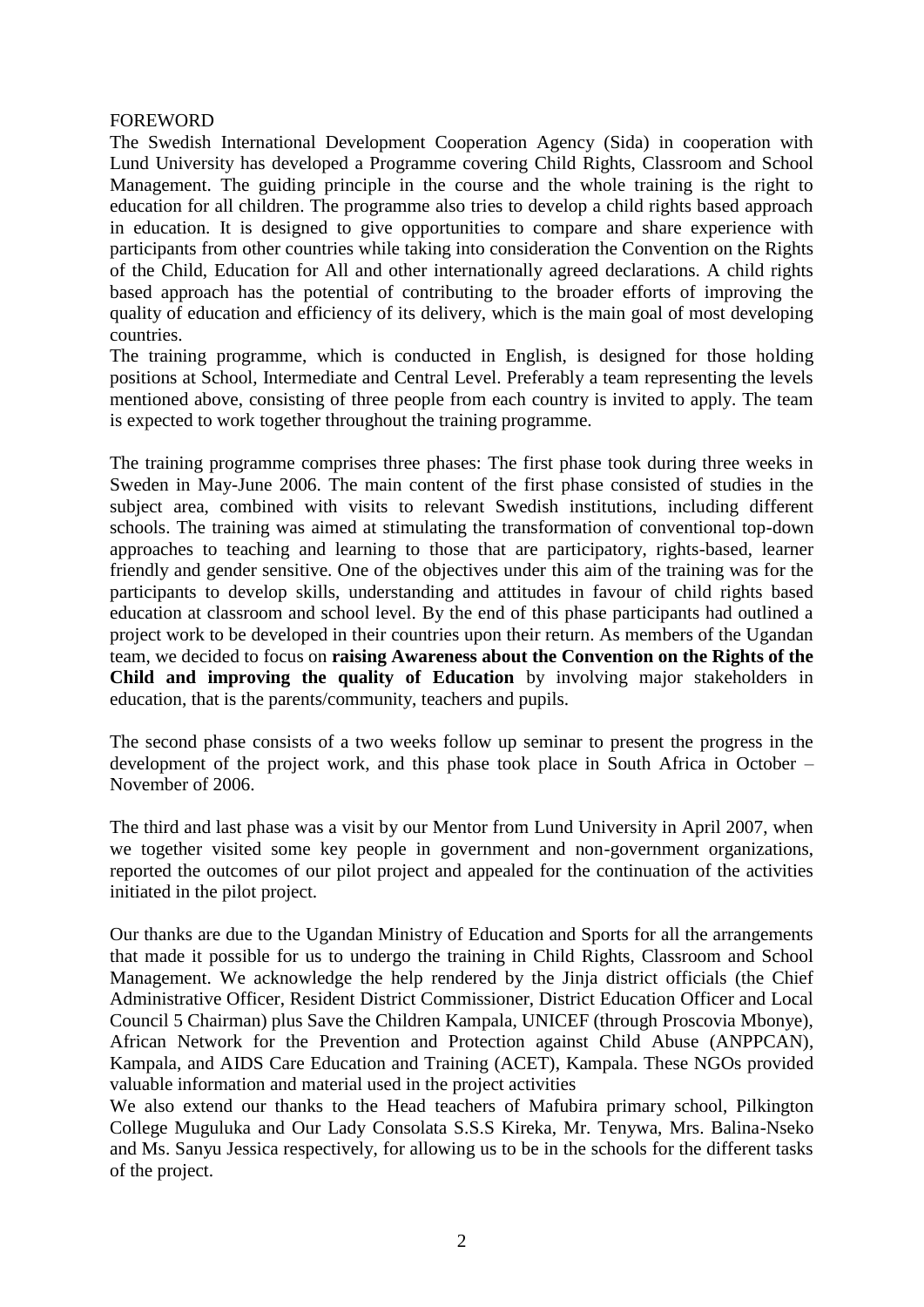# FOREWORD

The Swedish International Development Cooperation Agency (Sida) in cooperation with Lund University has developed a Programme covering Child Rights, Classroom and School Management. The guiding principle in the course and the whole training is the right to education for all children. The programme also tries to develop a child rights based approach in education. It is designed to give opportunities to compare and share experience with participants from other countries while taking into consideration the Convention on the Rights of the Child, Education for All and other internationally agreed declarations. A child rights based approach has the potential of contributing to the broader efforts of improving the quality of education and efficiency of its delivery, which is the main goal of most developing countries.

The training programme, which is conducted in English, is designed for those holding positions at School, Intermediate and Central Level. Preferably a team representing the levels mentioned above, consisting of three people from each country is invited to apply. The team is expected to work together throughout the training programme.

The training programme comprises three phases: The first phase took during three weeks in Sweden in May-June 2006. The main content of the first phase consisted of studies in the subject area, combined with visits to relevant Swedish institutions, including different schools. The training was aimed at stimulating the transformation of conventional top-down approaches to teaching and learning to those that are participatory, rights-based, learner friendly and gender sensitive. One of the objectives under this aim of the training was for the participants to develop skills, understanding and attitudes in favour of child rights based education at classroom and school level. By the end of this phase participants had outlined a project work to be developed in their countries upon their return. As members of the Ugandan team, we decided to focus on **raising Awareness about the Convention on the Rights of the Child and improving the quality of Education** by involving major stakeholders in education, that is the parents/community, teachers and pupils.

The second phase consists of a two weeks follow up seminar to present the progress in the development of the project work, and this phase took place in South Africa in October – November of 2006.

The third and last phase was a visit by our Mentor from Lund University in April 2007, when we together visited some key people in government and non-government organizations, reported the outcomes of our pilot project and appealed for the continuation of the activities initiated in the pilot project.

Our thanks are due to the Ugandan Ministry of Education and Sports for all the arrangements that made it possible for us to undergo the training in Child Rights, Classroom and School Management. We acknowledge the help rendered by the Jinja district officials (the Chief Administrative Officer, Resident District Commissioner, District Education Officer and Local Council 5 Chairman) plus Save the Children Kampala, UNICEF (through Proscovia Mbonye), African Network for the Prevention and Protection against Child Abuse (ANPPCAN), Kampala, and AIDS Care Education and Training (ACET), Kampala. These NGOs provided valuable information and material used in the project activities

We also extend our thanks to the Head teachers of Mafubira primary school, Pilkington College Muguluka and Our Lady Consolata S.S.S Kireka, Mr. Tenywa, Mrs. Balina-Nseko and Ms. Sanyu Jessica respectively, for allowing us to be in the schools for the different tasks of the project.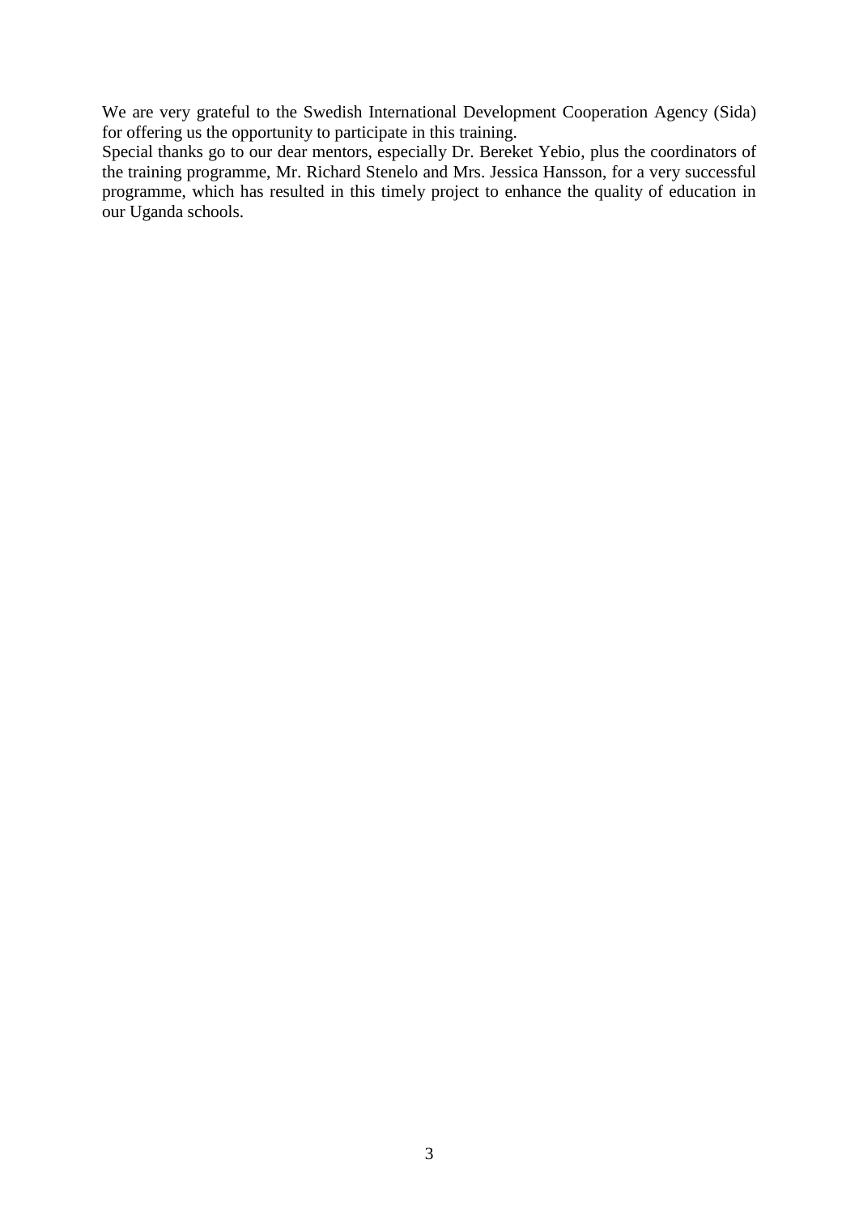We are very grateful to the Swedish International Development Cooperation Agency (Sida) for offering us the opportunity to participate in this training.

Special thanks go to our dear mentors, especially Dr. Bereket Yebio, plus the coordinators of the training programme, Mr. Richard Stenelo and Mrs. Jessica Hansson, for a very successful programme, which has resulted in this timely project to enhance the quality of education in our Uganda schools.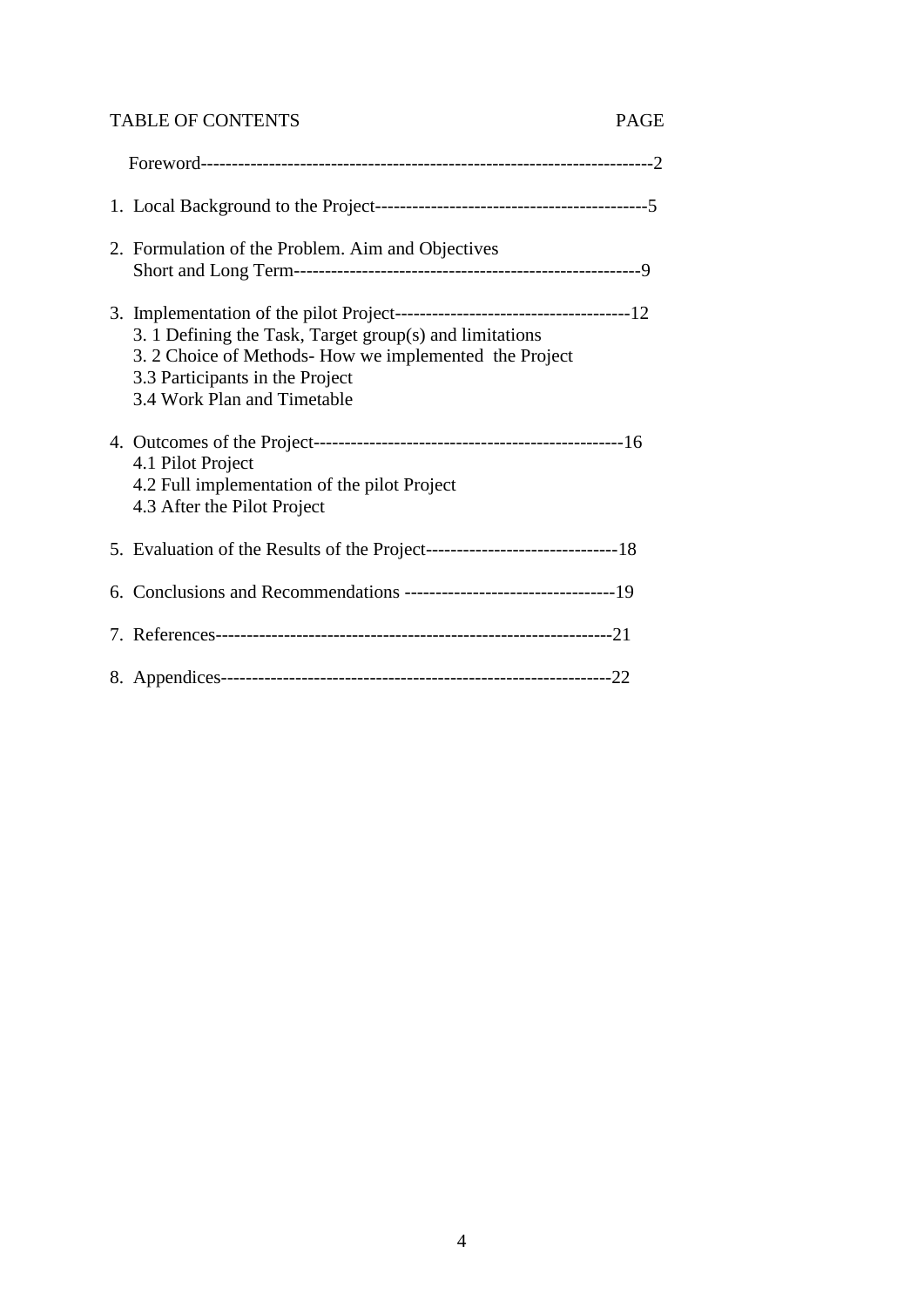TABLE OF CONTENTS PAGE

Foreword------------------------------------------------------------------------2

1. Local Background to the Project--------------------------------------------5

2. Formulation of the Problem. Aim and Objectives
   Short and Long Term--------------------------------------------------------9

3. Implementation of the pilot Project--------------------------------------12
   3. 1 Defining the Task, Target group(s) and limitations
   3. 2 Choice of Methods- How we implemented the Project
   3.3 Participants in the Project
   3.4 Work Plan and Timetable

4. Outcomes of the Project--------------------------------------------------16
   4.1 Pilot Project
   4.2 Full implementation of the pilot Project
   4.3 After the Pilot Project

5. Evaluation of the Results of the Project-------------------------------18

6. Conclusions and Recommendations ----------------------------------19

7. References---------------------------------------------------------------21

8. Appendices--------------------------------------------------------------22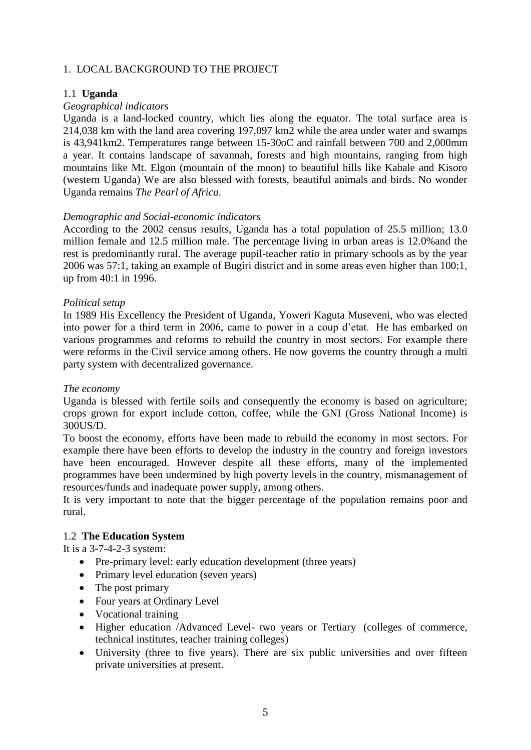## 1. LOCAL BACKGROUND TO THE PROJECT

### 1.1 **Uganda**

*Geographical indicators*

Uganda is a land-locked country, which lies along the equator. The total surface area is 214,038 km with the land area covering 197,097 km2 while the area under water and swamps is 43,941km2. Temperatures range between 15-30oC and rainfall between 700 and 2,000mm a year. It contains landscape of savannah, forests and high mountains, ranging from high mountains like Mt. Elgon (mountain of the moon) to beautiful hills like Kabale and Kisoro (western Uganda) We are also blessed with forests, beautiful animals and birds. No wonder Uganda remains *The Pearl of Africa*.

*Demographic and Social-economic indicators*

According to the 2002 census results, Uganda has a total population of 25.5 million; 13.0 million female and 12.5 million male. The percentage living in urban areas is 12.0%and the rest is predominantly rural. The average pupil-teacher ratio in primary schools as by the year 2006 was 57:1, taking an example of Bugiri district and in some areas even higher than 100:1, up from 40:1 in 1996.

*Political setup*

In 1989 His Excellency the President of Uganda, Yoweri Kaguta Museveni, who was elected into power for a third term in 2006, came to power in a coup d'etat. He has embarked on various programmes and reforms to rebuild the country in most sectors. For example there were reforms in the Civil service among others. He now governs the country through a multi party system with decentralized governance.

*The economy*

Uganda is blessed with fertile soils and consequently the economy is based on agriculture; crops grown for export include cotton, coffee, while the GNI (Gross National Income) is 300US/D.

To boost the economy, efforts have been made to rebuild the economy in most sectors. For example there have been efforts to develop the industry in the country and foreign investors have been encouraged. However despite all these efforts, many of the implemented programmes have been undermined by high poverty levels in the country, mismanagement of resources/funds and inadequate power supply, among others.

It is very important to note that the bigger percentage of the population remains poor and rural.

### 1.2 **The Education System**

It is a 3-7-4-2-3 system:

- Pre-primary level: early education development (three years)
- Primary level education (seven years)
- The post primary
- Four years at Ordinary Level
- Vocational training
- Higher education /Advanced Level- two years or Tertiary (colleges of commerce, technical institutes, teacher training colleges)
- University (three to five years). There are six public universities and over fifteen private universities at present.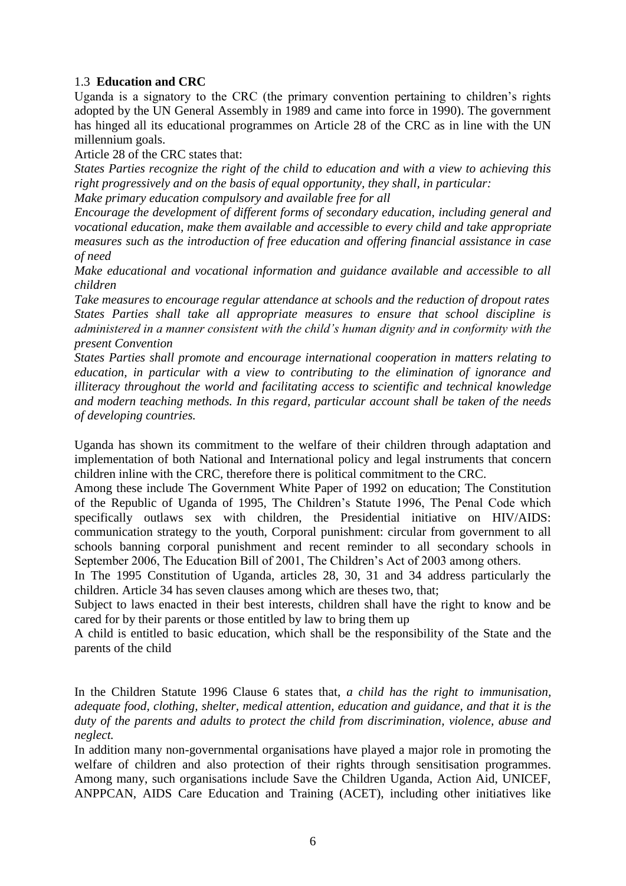### 1.3 **Education and CRC**

Uganda is a signatory to the CRC (the primary convention pertaining to children's rights adopted by the UN General Assembly in 1989 and came into force in 1990). The government has hinged all its educational programmes on Article 28 of the CRC as in line with the UN millennium goals.

Article 28 of the CRC states that:

*States Parties recognize the right of the child to education and with a view to achieving this right progressively and on the basis of equal opportunity, they shall, in particular:*

*Make primary education compulsory and available free for all*

*Encourage the development of different forms of secondary education, including general and vocational education, make them available and accessible to every child and take appropriate measures such as the introduction of free education and offering financial assistance in case of need*

*Make educational and vocational information and guidance available and accessible to all children*

*Take measures to encourage regular attendance at schools and the reduction of dropout rates*

*States Parties shall take all appropriate measures to ensure that school discipline is administered in a manner consistent with the child's human dignity and in conformity with the present Convention*

*States Parties shall promote and encourage international cooperation in matters relating to education, in particular with a view to contributing to the elimination of ignorance and illiteracy throughout the world and facilitating access to scientific and technical knowledge and modern teaching methods. In this regard, particular account shall be taken of the needs of developing countries.*

Uganda has shown its commitment to the welfare of their children through adaptation and implementation of both National and International policy and legal instruments that concern children inline with the CRC, therefore there is political commitment to the CRC.

Among these include The Government White Paper of 1992 on education; The Constitution of the Republic of Uganda of 1995, The Children's Statute 1996, The Penal Code which specifically outlaws sex with children, the Presidential initiative on HIV/AIDS: communication strategy to the youth, Corporal punishment: circular from government to all schools banning corporal punishment and recent reminder to all secondary schools in September 2006, The Education Bill of 2001, The Children's Act of 2003 among others.

In The 1995 Constitution of Uganda, articles 28, 30, 31 and 34 address particularly the children. Article 34 has seven clauses among which are theses two, that;

Subject to laws enacted in their best interests, children shall have the right to know and be cared for by their parents or those entitled by law to bring them up

A child is entitled to basic education, which shall be the responsibility of the State and the parents of the child

In the Children Statute 1996 Clause 6 states that, *a child has the right to immunisation, adequate food, clothing, shelter, medical attention, education and guidance, and that it is the duty of the parents and adults to protect the child from discrimination, violence, abuse and neglect.*

In addition many non-governmental organisations have played a major role in promoting the welfare of children and also protection of their rights through sensitisation programmes. Among many, such organisations include Save the Children Uganda, Action Aid, UNICEF, ANPPCAN, AIDS Care Education and Training (ACET), including other initiatives like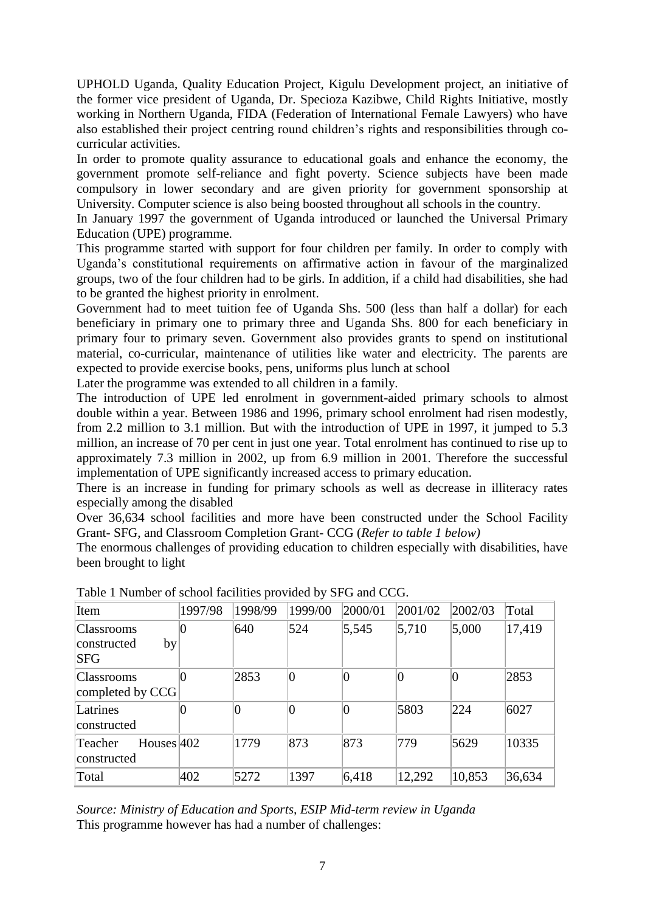UPHOLD Uganda, Quality Education Project, Kigulu Development project, an initiative of the former vice president of Uganda, Dr. Specioza Kazibwe, Child Rights Initiative, mostly working in Northern Uganda, FIDA (Federation of International Female Lawyers) who have also established their project centring round children's rights and responsibilities through co-curricular activities.

In order to promote quality assurance to educational goals and enhance the economy, the government promote self-reliance and fight poverty. Science subjects have been made compulsory in lower secondary and are given priority for government sponsorship at University. Computer science is also being boosted throughout all schools in the country.

In January 1997 the government of Uganda introduced or launched the Universal Primary Education (UPE) programme.

This programme started with support for four children per family. In order to comply with Uganda's constitutional requirements on affirmative action in favour of the marginalized groups, two of the four children had to be girls. In addition, if a child had disabilities, she had to be granted the highest priority in enrolment.

Government had to meet tuition fee of Uganda Shs. 500 (less than half a dollar) for each beneficiary in primary one to primary three and Uganda Shs. 800 for each beneficiary in primary four to primary seven. Government also provides grants to spend on institutional material, co-curricular, maintenance of utilities like water and electricity. The parents are expected to provide exercise books, pens, uniforms plus lunch at school

Later the programme was extended to all children in a family.

The introduction of UPE led enrolment in government-aided primary schools to almost double within a year. Between 1986 and 1996, primary school enrolment had risen modestly, from 2.2 million to 3.1 million. But with the introduction of UPE in 1997, it jumped to 5.3 million, an increase of 70 per cent in just one year. Total enrolment has continued to rise up to approximately 7.3 million in 2002, up from 6.9 million in 2001. Therefore the successful implementation of UPE significantly increased access to primary education.

There is an increase in funding for primary schools as well as decrease in illiteracy rates especially among the disabled

Over 36,634 school facilities and more have been constructed under the School Facility Grant- SFG, and Classroom Completion Grant- CCG (*Refer to table 1 below)*

The enormous challenges of providing education to children especially with disabilities, have been brought to light

Table 1 Number of school facilities provided by SFG and CCG.

| Item | 1997/98 | 1998/99 | 1999/00 | 2000/01 | 2001/02 | 2002/03 | Total |
|---|---|---|---|---|---|---|---|
| Classrooms constructed by SFG | 0 | 640 | 524 | 5,545 | 5,710 | 5,000 | 17,419 |
| Classrooms completed by CCG | 0 | 2853 | 0 | 0 | 0 | 0 | 2853 |
| Latrines constructed | 0 | 0 | 0 | 0 | 5803 | 224 | 6027 |
| Teacher Houses constructed | 402 | 1779 | 873 | 873 | 779 | 5629 | 10335 |
| Total | 402 | 5272 | 1397 | 6,418 | 12,292 | 10,853 | 36,634 |

*Source: Ministry of Education and Sports, ESIP Mid-term review in Uganda*

This programme however has had a number of challenges: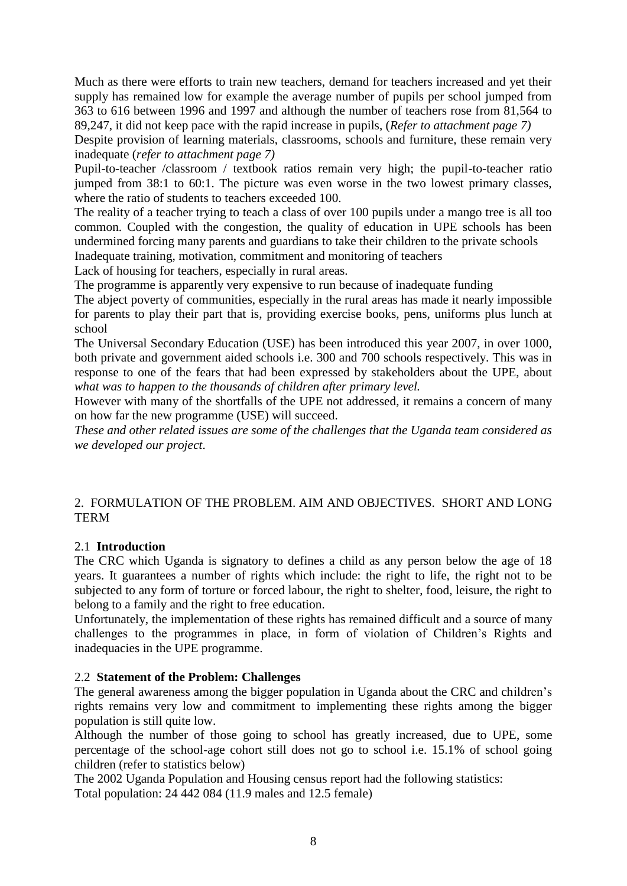Much as there were efforts to train new teachers, demand for teachers increased and yet their supply has remained low for example the average number of pupils per school jumped from 363 to 616 between 1996 and 1997 and although the number of teachers rose from 81,564 to 89,247, it did not keep pace with the rapid increase in pupils, (*Refer to attachment page 7)*

Despite provision of learning materials, classrooms, schools and furniture, these remain very inadequate (*refer to attachment page 7)*

Pupil-to-teacher /classroom / textbook ratios remain very high; the pupil-to-teacher ratio jumped from 38:1 to 60:1. The picture was even worse in the two lowest primary classes, where the ratio of students to teachers exceeded 100.

The reality of a teacher trying to teach a class of over 100 pupils under a mango tree is all too common. Coupled with the congestion, the quality of education in UPE schools has been undermined forcing many parents and guardians to take their children to the private schools

Inadequate training, motivation, commitment and monitoring of teachers

Lack of housing for teachers, especially in rural areas.

The programme is apparently very expensive to run because of inadequate funding

The abject poverty of communities, especially in the rural areas has made it nearly impossible for parents to play their part that is, providing exercise books, pens, uniforms plus lunch at school

The Universal Secondary Education (USE) has been introduced this year 2007, in over 1000, both private and government aided schools i.e. 300 and 700 schools respectively. This was in response to one of the fears that had been expressed by stakeholders about the UPE, about *what was to happen to the thousands of children after primary level.*

However with many of the shortfalls of the UPE not addressed, it remains a concern of many on how far the new programme (USE) will succeed.

*These and other related issues are some of the challenges that the Uganda team considered as we developed our project*.

## 2. FORMULATION OF THE PROBLEM. AIM AND OBJECTIVES. SHORT AND LONG TERM

### 2.1 **Introduction**

The CRC which Uganda is signatory to defines a child as any person below the age of 18 years. It guarantees a number of rights which include: the right to life, the right not to be subjected to any form of torture or forced labour, the right to shelter, food, leisure, the right to belong to a family and the right to free education.

Unfortunately, the implementation of these rights has remained difficult and a source of many challenges to the programmes in place, in form of violation of Children's Rights and inadequacies in the UPE programme.

### 2.2 **Statement of the Problem: Challenges**

The general awareness among the bigger population in Uganda about the CRC and children's rights remains very low and commitment to implementing these rights among the bigger population is still quite low.

Although the number of those going to school has greatly increased, due to UPE, some percentage of the school-age cohort still does not go to school i.e. 15.1% of school going children (refer to statistics below)

The 2002 Uganda Population and Housing census report had the following statistics:

Total population: 24 442 084 (11.9 males and 12.5 female)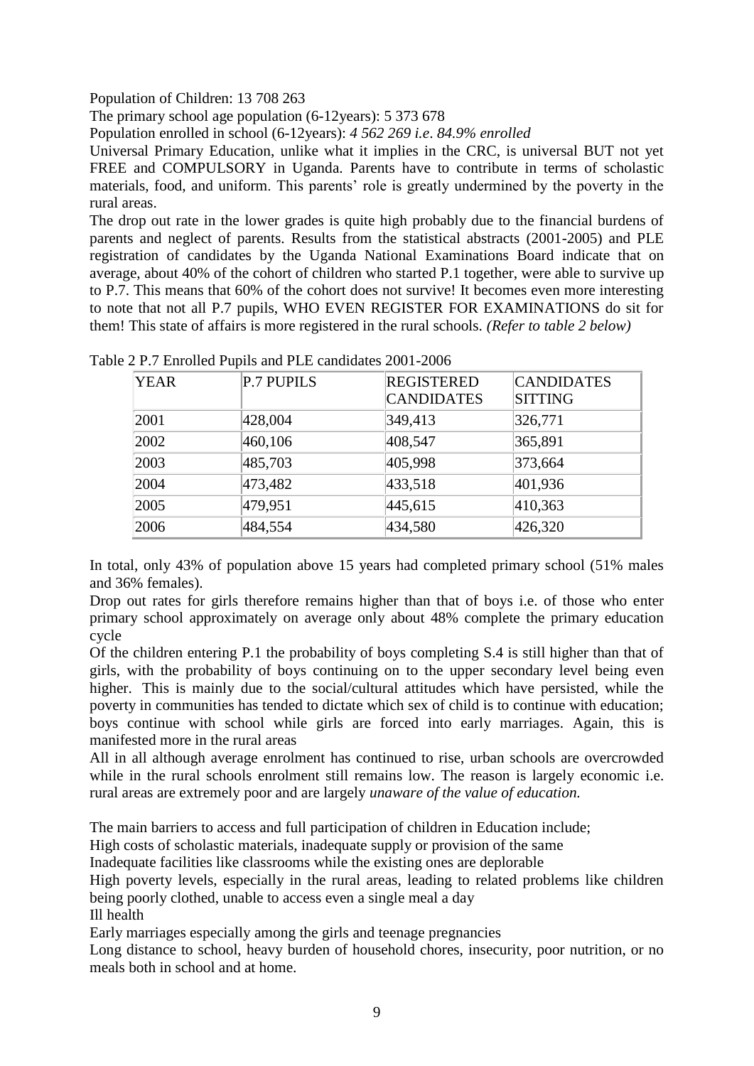Population of Children: 13 708 263

The primary school age population (6-12years): 5 373 678

Population enrolled in school (6-12years): *4 562 269 i.e. 84.9% enrolled*

Universal Primary Education, unlike what it implies in the CRC, is universal BUT not yet FREE and COMPULSORY in Uganda. Parents have to contribute in terms of scholastic materials, food, and uniform. This parents' role is greatly undermined by the poverty in the rural areas.

The drop out rate in the lower grades is quite high probably due to the financial burdens of parents and neglect of parents. Results from the statistical abstracts (2001-2005) and PLE registration of candidates by the Uganda National Examinations Board indicate that on average, about 40% of the cohort of children who started P.1 together, were able to survive up to P.7. This means that 60% of the cohort does not survive! It becomes even more interesting to note that not all P.7 pupils, WHO EVEN REGISTER FOR EXAMINATIONS do sit for them! This state of affairs is more registered in the rural schools. *(Refer to table 2 below)*

Table 2 P.7 Enrolled Pupils and PLE candidates 2001-2006

| YEAR | P.7 PUPILS | REGISTERED CANDIDATES | CANDIDATES SITTING |
|---|---|---|---|
| 2001 | 428,004 | 349,413 | 326,771 |
| 2002 | 460,106 | 408,547 | 365,891 |
| 2003 | 485,703 | 405,998 | 373,664 |
| 2004 | 473,482 | 433,518 | 401,936 |
| 2005 | 479,951 | 445,615 | 410,363 |
| 2006 | 484,554 | 434,580 | 426,320 |

In total, only 43% of population above 15 years had completed primary school (51% males and 36% females).

Drop out rates for girls therefore remains higher than that of boys i.e. of those who enter primary school approximately on average only about 48% complete the primary education cycle

Of the children entering P.1 the probability of boys completing S.4 is still higher than that of girls, with the probability of boys continuing on to the upper secondary level being even higher. This is mainly due to the social/cultural attitudes which have persisted, while the poverty in communities has tended to dictate which sex of child is to continue with education; boys continue with school while girls are forced into early marriages. Again, this is manifested more in the rural areas

All in all although average enrolment has continued to rise, urban schools are overcrowded while in the rural schools enrolment still remains low. The reason is largely economic i.e. rural areas are extremely poor and are largely *unaware of the value of education.*

The main barriers to access and full participation of children in Education include;

High costs of scholastic materials, inadequate supply or provision of the same

Inadequate facilities like classrooms while the existing ones are deplorable

High poverty levels, especially in the rural areas, leading to related problems like children being poorly clothed, unable to access even a single meal a day

Ill health

Early marriages especially among the girls and teenage pregnancies

Long distance to school, heavy burden of household chores, insecurity, poor nutrition, or no meals both in school and at home.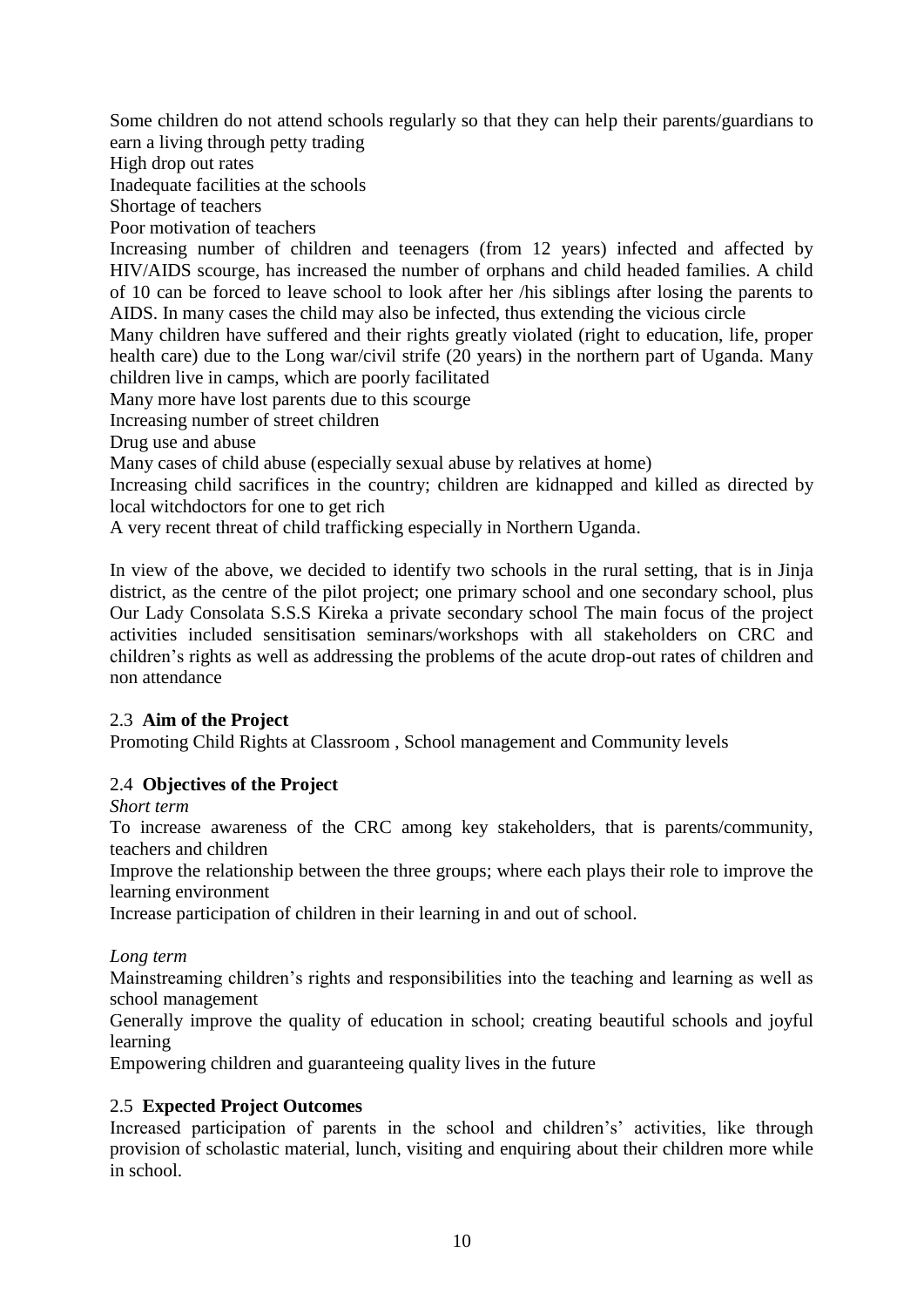Some children do not attend schools regularly so that they can help their parents/guardians to earn a living through petty trading

High drop out rates

Inadequate facilities at the schools

Shortage of teachers

Poor motivation of teachers

Increasing number of children and teenagers (from 12 years) infected and affected by HIV/AIDS scourge, has increased the number of orphans and child headed families. A child of 10 can be forced to leave school to look after her /his siblings after losing the parents to AIDS. In many cases the child may also be infected, thus extending the vicious circle

Many children have suffered and their rights greatly violated (right to education, life, proper health care) due to the Long war/civil strife (20 years) in the northern part of Uganda. Many children live in camps, which are poorly facilitated

Many more have lost parents due to this scourge

Increasing number of street children

Drug use and abuse

Many cases of child abuse (especially sexual abuse by relatives at home)

Increasing child sacrifices in the country; children are kidnapped and killed as directed by local witchdoctors for one to get rich

A very recent threat of child trafficking especially in Northern Uganda.

In view of the above, we decided to identify two schools in the rural setting, that is in Jinja district, as the centre of the pilot project; one primary school and one secondary school, plus Our Lady Consolata S.S.S Kireka a private secondary school The main focus of the project activities included sensitisation seminars/workshops with all stakeholders on CRC and children's rights as well as addressing the problems of the acute drop-out rates of children and non attendance

## 2.3 **Aim of the Project**

Promoting Child Rights at Classroom , School management and Community levels

## 2.4 **Objectives of the Project**

*Short term*

To increase awareness of the CRC among key stakeholders, that is parents/community, teachers and children

Improve the relationship between the three groups; where each plays their role to improve the learning environment

Increase participation of children in their learning in and out of school.

*Long term*

Mainstreaming children's rights and responsibilities into the teaching and learning as well as school management

Generally improve the quality of education in school; creating beautiful schools and joyful learning

Empowering children and guaranteeing quality lives in the future

## 2.5 **Expected Project Outcomes**

Increased participation of parents in the school and children's' activities, like through provision of scholastic material, lunch, visiting and enquiring about their children more while in school.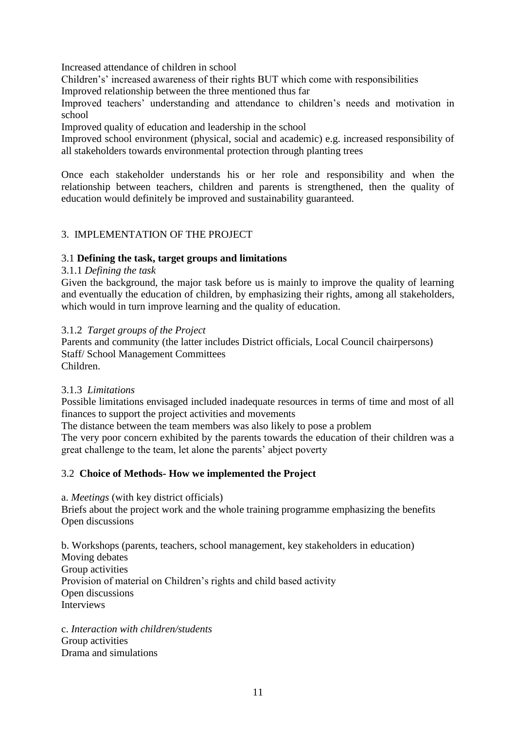Increased attendance of children in school

Children's' increased awareness of their rights BUT which come with responsibilities

Improved relationship between the three mentioned thus far

Improved teachers' understanding and attendance to children's needs and motivation in school

Improved quality of education and leadership in the school

Improved school environment (physical, social and academic) e.g. increased responsibility of all stakeholders towards environmental protection through planting trees

Once each stakeholder understands his or her role and responsibility and when the relationship between teachers, children and parents is strengthened, then the quality of education would definitely be improved and sustainability guaranteed.

## 3. IMPLEMENTATION OF THE PROJECT

### 3.1 **Defining the task, target groups and limitations**

#### 3.1.1 *Defining the task*

Given the background, the major task before us is mainly to improve the quality of learning and eventually the education of children, by emphasizing their rights, among all stakeholders, which would in turn improve learning and the quality of education.

#### 3.1.2 *Target groups of the Project*

Parents and community (the latter includes District officials, Local Council chairpersons)

Staff/ School Management Committees

Children.

#### 3.1.3 *Limitations*

Possible limitations envisaged included inadequate resources in terms of time and most of all finances to support the project activities and movements

The distance between the team members was also likely to pose a problem

The very poor concern exhibited by the parents towards the education of their children was a great challenge to the team, let alone the parents' abject poverty

### 3.2 **Choice of Methods- How we implemented the Project**

a. *Meetings* (with key district officials)

Briefs about the project work and the whole training programme emphasizing the benefits

Open discussions

b. Workshops (parents, teachers, school management, key stakeholders in education)

Moving debates

Group activities

Provision of material on Children's rights and child based activity

Open discussions

Interviews

c. *Interaction with children/students*

Group activities

Drama and simulations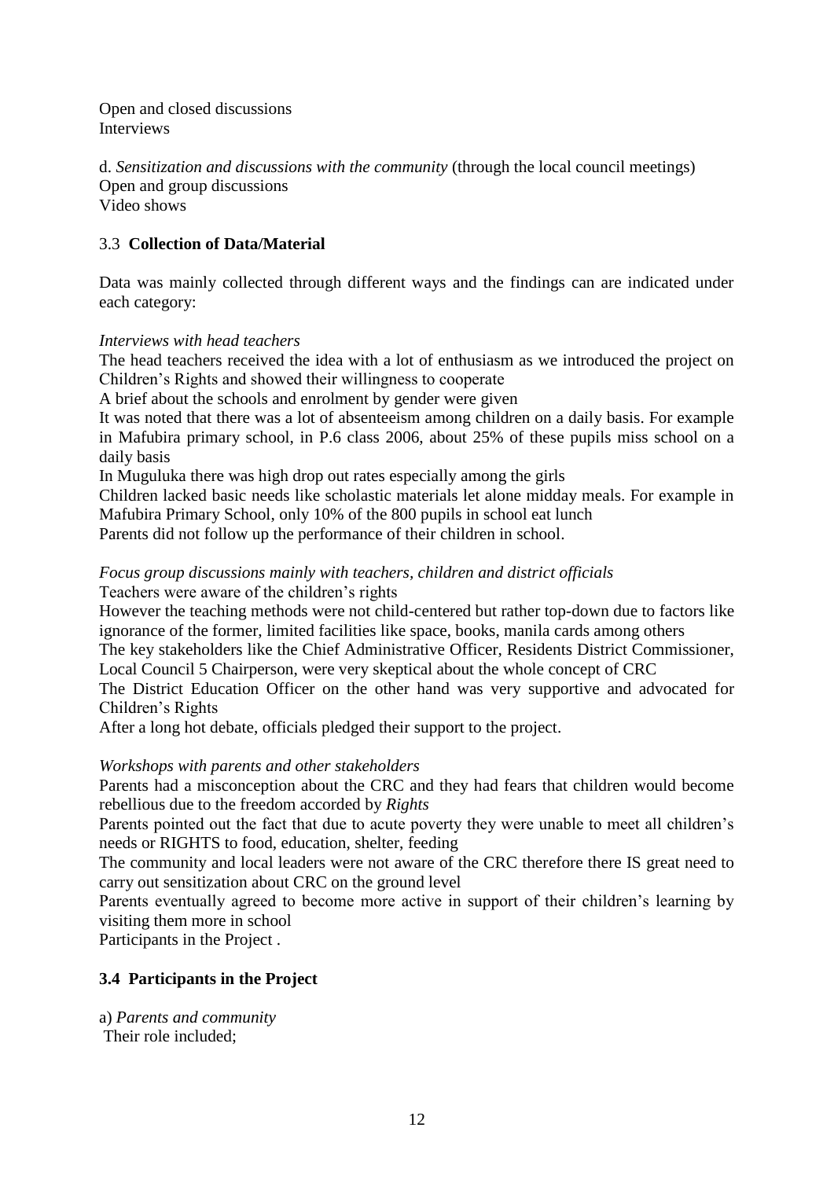Open and closed discussions
Interviews

d. *Sensitization and discussions with the community* (through the local council meetings)
Open and group discussions
Video shows

### 3.3 **Collection of Data/Material**

Data was mainly collected through different ways and the findings can are indicated under each category:

*Interviews with head teachers*

The head teachers received the idea with a lot of enthusiasm as we introduced the project on Children's Rights and showed their willingness to cooperate

A brief about the schools and enrolment by gender were given

It was noted that there was a lot of absenteeism among children on a daily basis. For example in Mafubira primary school, in P.6 class 2006, about 25% of these pupils miss school on a daily basis

In Muguluka there was high drop out rates especially among the girls

Children lacked basic needs like scholastic materials let alone midday meals. For example in Mafubira Primary School, only 10% of the 800 pupils in school eat lunch

Parents did not follow up the performance of their children in school.

*Focus group discussions mainly with teachers, children and district officials*

Teachers were aware of the children's rights

However the teaching methods were not child-centered but rather top-down due to factors like ignorance of the former, limited facilities like space, books, manila cards among others

The key stakeholders like the Chief Administrative Officer, Residents District Commissioner, Local Council 5 Chairperson, were very skeptical about the whole concept of CRC

The District Education Officer on the other hand was very supportive and advocated for Children's Rights

After a long hot debate, officials pledged their support to the project.

*Workshops with parents and other stakeholders*

Parents had a misconception about the CRC and they had fears that children would become rebellious due to the freedom accorded by *Rights*

Parents pointed out the fact that due to acute poverty they were unable to meet all children's needs or RIGHTS to food, education, shelter, feeding

The community and local leaders were not aware of the CRC therefore there IS great need to carry out sensitization about CRC on the ground level

Parents eventually agreed to become more active in support of their children's learning by visiting them more in school

Participants in the Project .

### **3.4 Participants in the Project**

a) *Parents and community*
Their role included;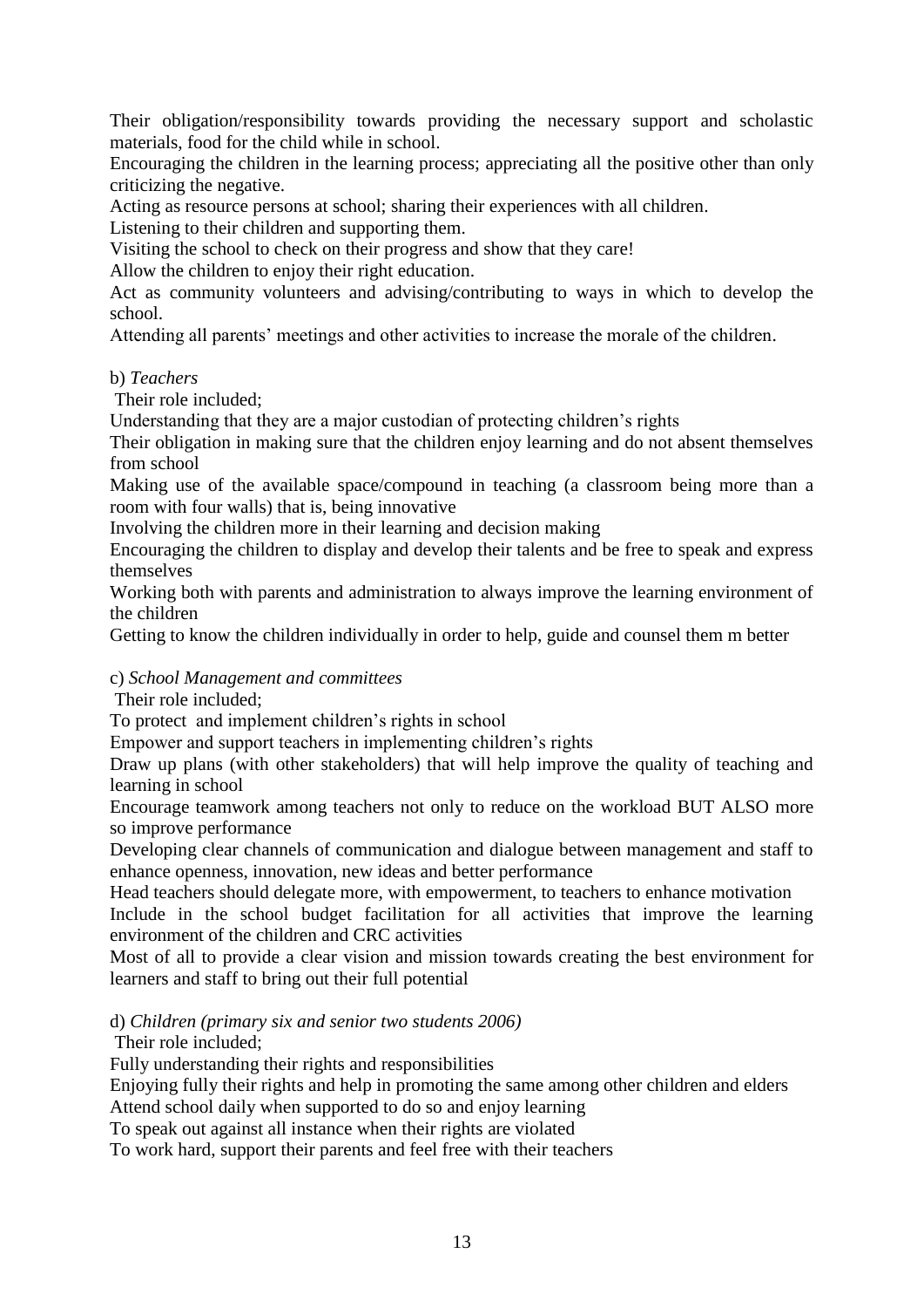Their obligation/responsibility towards providing the necessary support and scholastic materials, food for the child while in school.

Encouraging the children in the learning process; appreciating all the positive other than only criticizing the negative.

Acting as resource persons at school; sharing their experiences with all children.

Listening to their children and supporting them.

Visiting the school to check on their progress and show that they care!

Allow the children to enjoy their right education.

Act as community volunteers and advising/contributing to ways in which to develop the school.

Attending all parents' meetings and other activities to increase the morale of the children.

b) *Teachers*

Their role included;

Understanding that they are a major custodian of protecting children's rights

Their obligation in making sure that the children enjoy learning and do not absent themselves from school

Making use of the available space/compound in teaching (a classroom being more than a room with four walls) that is, being innovative

Involving the children more in their learning and decision making

Encouraging the children to display and develop their talents and be free to speak and express themselves

Working both with parents and administration to always improve the learning environment of the children

Getting to know the children individually in order to help, guide and counsel them m better

c) *School Management and committees*

Their role included;

To protect and implement children's rights in school

Empower and support teachers in implementing children's rights

Draw up plans (with other stakeholders) that will help improve the quality of teaching and learning in school

Encourage teamwork among teachers not only to reduce on the workload BUT ALSO more so improve performance

Developing clear channels of communication and dialogue between management and staff to enhance openness, innovation, new ideas and better performance

Head teachers should delegate more, with empowerment, to teachers to enhance motivation

Include in the school budget facilitation for all activities that improve the learning environment of the children and CRC activities

Most of all to provide a clear vision and mission towards creating the best environment for learners and staff to bring out their full potential

d) *Children (primary six and senior two students 2006)*

Their role included;

Fully understanding their rights and responsibilities

Enjoying fully their rights and help in promoting the same among other children and elders

Attend school daily when supported to do so and enjoy learning

To speak out against all instance when their rights are violated

To work hard, support their parents and feel free with their teachers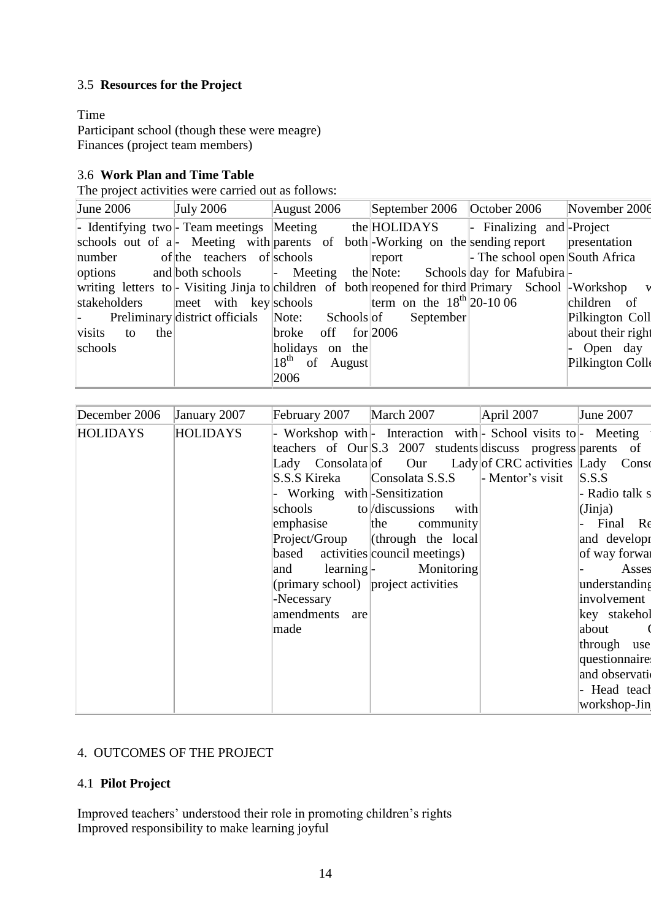3.5 **Resources for the Project**

Time
Participant school (though these were meagre)
Finances (project team members)

3.6 **Work Plan and Time Table**

The project activities were carried out as follows:

| June 2006 | July 2006 | August 2006 | September 2006 | October 2006 | November 2006 |
|---|---|---|---|---|---|
| - Identifying two schools out of a number options and writing letters to stakeholders<br>- Preliminary visits to the schools | - Team meetings<br>- Meeting with the teachers of both schools<br>- Visiting Jinja to meet with key district officials | Meeting the parents of both schools<br>- Meeting the children of both schools<br>Note: Schools broke off for holidays on the 18th of August 2006 | HOLIDAYS<br>-Working on the report<br>Note: Schools reopened for third term on the 18th of September 2006 | - Finalizing and sending report<br>- The school open day for Mafubira Primary School 20-10 06 | -Project presentation South Africa<br>-<br>-Workshop w children of Pilkington Coll about their right<br>- Open day Pilkington Colle |

| December 2006 | January 2007 | February 2007 | March 2007 | April 2007 | June 2007 |
|---|---|---|---|---|---|
| HOLIDAYS | HOLIDAYS | - Workshop with teachers of Our Lady Consolata S.S.S Kireka<br>- Working with schools to emphasise Project/Group based activities and learning (primary school)<br>-Necessary amendments are made | - Interaction with S.3 2007 students of Our Lady Consolata S.S.S<br>-Sensitization /discussions with the community (through the local council meetings)<br>- Monitoring project activities | - School visits to discuss progress of CRC activities<br>- Mentor's visit | - Meeting parents of Lady Conso S.S.S<br>- Radio talk s (Jinja)<br>- Final Re and developn of way forwar<br>- Asses understanding involvement key stakehol about through use questionnaires and observati<br>- Head teach workshop-Jin |

4. OUTCOMES OF THE PROJECT

4.1 **Pilot Project**

Improved teachers' understood their role in promoting children's rights
Improved responsibility to make learning joyful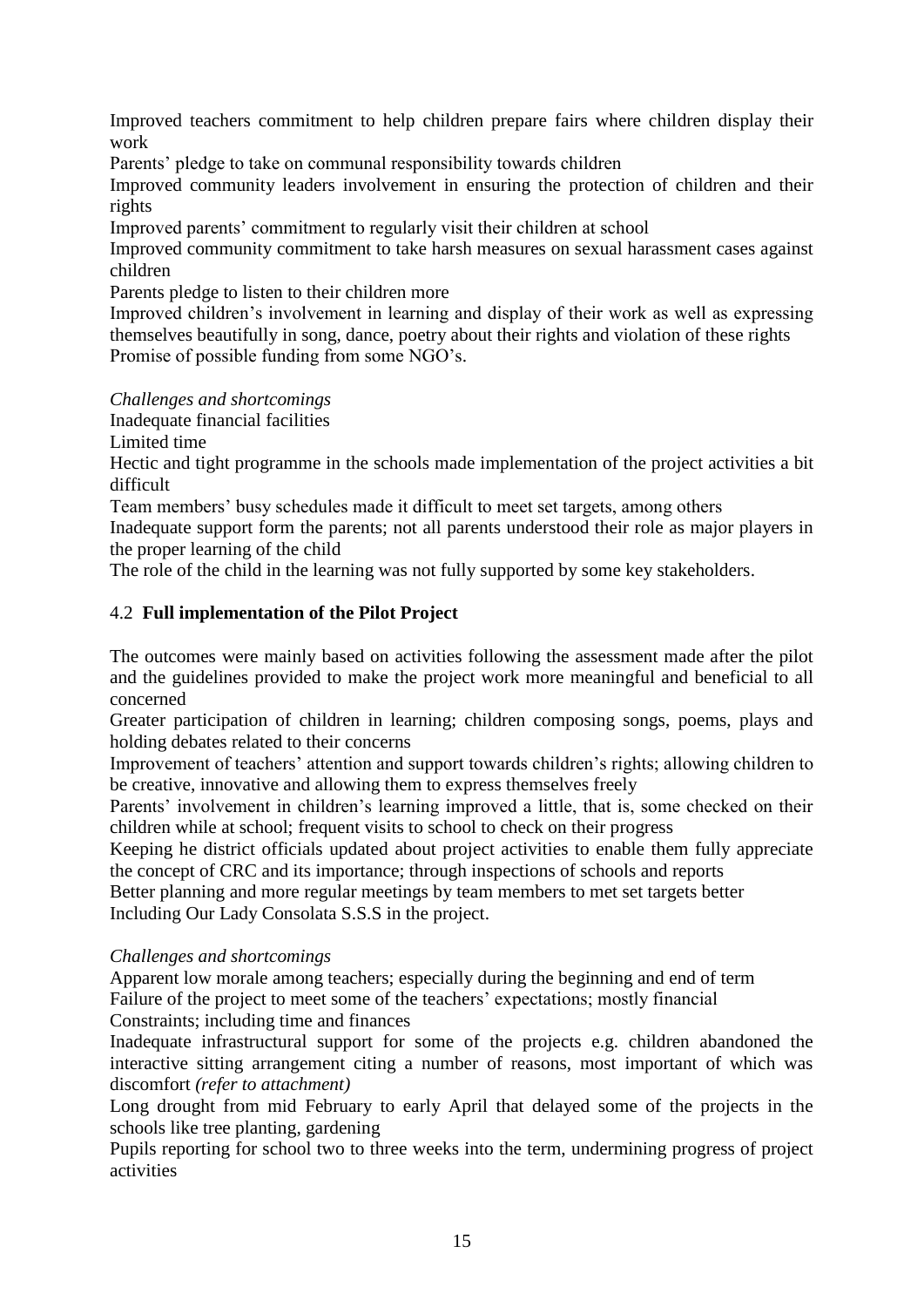Improved teachers commitment to help children prepare fairs where children display their work

Parents' pledge to take on communal responsibility towards children

Improved community leaders involvement in ensuring the protection of children and their rights

Improved parents' commitment to regularly visit their children at school

Improved community commitment to take harsh measures on sexual harassment cases against children

Parents pledge to listen to their children more

Improved children's involvement in learning and display of their work as well as expressing themselves beautifully in song, dance, poetry about their rights and violation of these rights

Promise of possible funding from some NGO's.

*Challenges and shortcomings*

Inadequate financial facilities

Limited time

Hectic and tight programme in the schools made implementation of the project activities a bit difficult

Team members' busy schedules made it difficult to meet set targets, among others

Inadequate support form the parents; not all parents understood their role as major players in the proper learning of the child

The role of the child in the learning was not fully supported by some key stakeholders.

## 4.2 **Full implementation of the Pilot Project**

The outcomes were mainly based on activities following the assessment made after the pilot and the guidelines provided to make the project work more meaningful and beneficial to all concerned

Greater participation of children in learning; children composing songs, poems, plays and holding debates related to their concerns

Improvement of teachers' attention and support towards children's rights; allowing children to be creative, innovative and allowing them to express themselves freely

Parents' involvement in children's learning improved a little, that is, some checked on their children while at school; frequent visits to school to check on their progress

Keeping he district officials updated about project activities to enable them fully appreciate the concept of CRC and its importance; through inspections of schools and reports

Better planning and more regular meetings by team members to met set targets better

Including Our Lady Consolata S.S.S in the project.

*Challenges and shortcomings*

Apparent low morale among teachers; especially during the beginning and end of term

Failure of the project to meet some of the teachers' expectations; mostly financial

Constraints; including time and finances

Inadequate infrastructural support for some of the projects e.g. children abandoned the interactive sitting arrangement citing a number of reasons, most important of which was discomfort *(refer to attachment)*

Long drought from mid February to early April that delayed some of the projects in the schools like tree planting, gardening

Pupils reporting for school two to three weeks into the term, undermining progress of project activities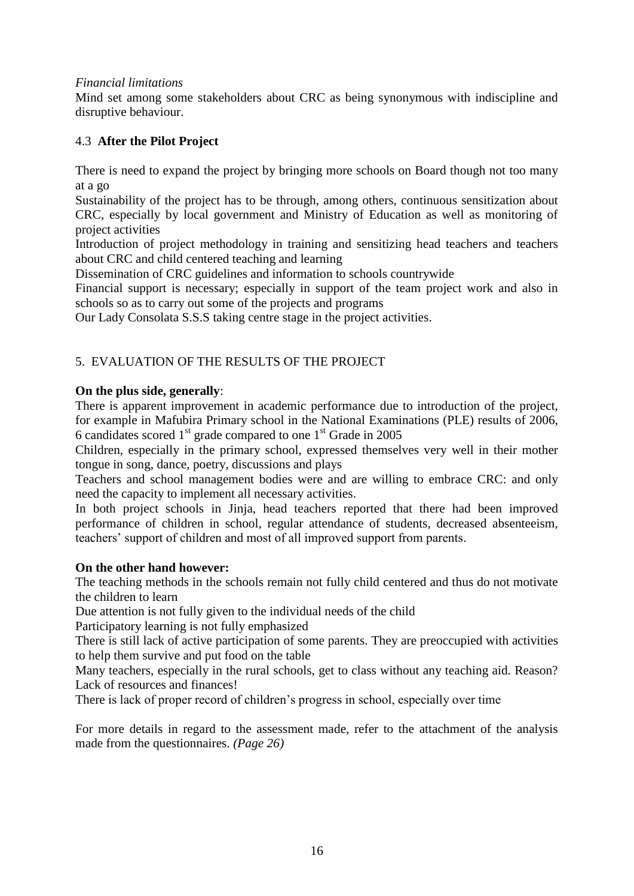*Financial limitations*

Mind set among some stakeholders about CRC as being synonymous with indiscipline and disruptive behaviour.

### 4.3 **After the Pilot Project**

There is need to expand the project by bringing more schools on Board though not too many at a go

Sustainability of the project has to be through, among others, continuous sensitization about CRC, especially by local government and Ministry of Education as well as monitoring of project activities

Introduction of project methodology in training and sensitizing head teachers and teachers about CRC and child centered teaching and learning

Dissemination of CRC guidelines and information to schools countrywide

Financial support is necessary; especially in support of the team project work and also in schools so as to carry out some of the projects and programs

Our Lady Consolata S.S.S taking centre stage in the project activities.

## 5. EVALUATION OF THE RESULTS OF THE PROJECT

**On the plus side, generally**:

There is apparent improvement in academic performance due to introduction of the project, for example in Mafubira Primary school in the National Examinations (PLE) results of 2006, 6 candidates scored 1st grade compared to one 1st Grade in 2005

Children, especially in the primary school, expressed themselves very well in their mother tongue in song, dance, poetry, discussions and plays

Teachers and school management bodies were and are willing to embrace CRC: and only need the capacity to implement all necessary activities.

In both project schools in Jinja, head teachers reported that there had been improved performance of children in school, regular attendance of students, decreased absenteeism, teachers' support of children and most of all improved support from parents.

**On the other hand however:**

The teaching methods in the schools remain not fully child centered and thus do not motivate the children to learn

Due attention is not fully given to the individual needs of the child

Participatory learning is not fully emphasized

There is still lack of active participation of some parents. They are preoccupied with activities to help them survive and put food on the table

Many teachers, especially in the rural schools, get to class without any teaching aid. Reason? Lack of resources and finances!

There is lack of proper record of children's progress in school, especially over time

For more details in regard to the assessment made, refer to the attachment of the analysis made from the questionnaires. *(Page 26)*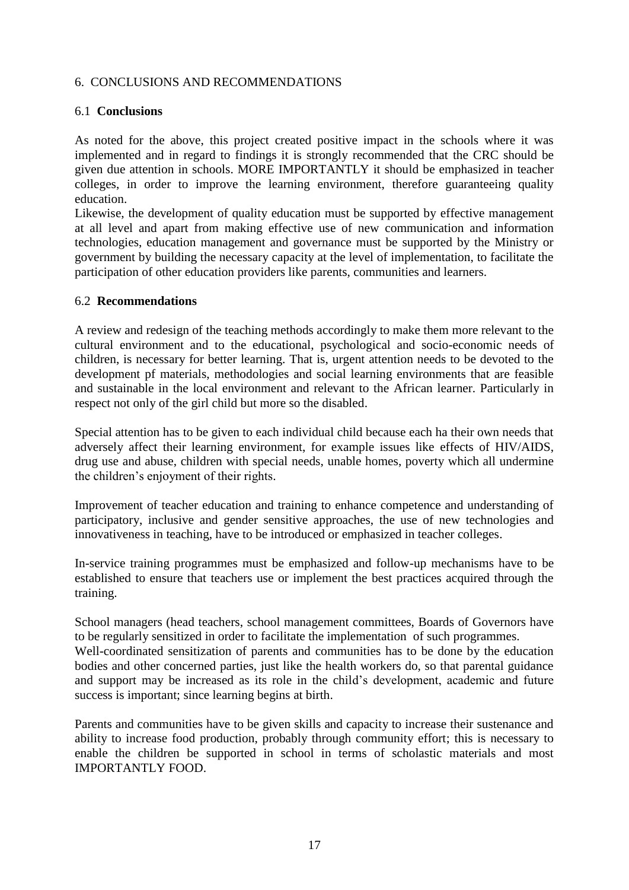## 6. CONCLUSIONS AND RECOMMENDATIONS

### 6.1 **Conclusions**

As noted for the above, this project created positive impact in the schools where it was implemented and in regard to findings it is strongly recommended that the CRC should be given due attention in schools. MORE IMPORTANTLY it should be emphasized in teacher colleges, in order to improve the learning environment, therefore guaranteeing quality education.

Likewise, the development of quality education must be supported by effective management at all level and apart from making effective use of new communication and information technologies, education management and governance must be supported by the Ministry or government by building the necessary capacity at the level of implementation, to facilitate the participation of other education providers like parents, communities and learners.

### 6.2 **Recommendations**

A review and redesign of the teaching methods accordingly to make them more relevant to the cultural environment and to the educational, psychological and socio-economic needs of children, is necessary for better learning. That is, urgent attention needs to be devoted to the development pf materials, methodologies and social learning environments that are feasible and sustainable in the local environment and relevant to the African learner. Particularly in respect not only of the girl child but more so the disabled.

Special attention has to be given to each individual child because each ha their own needs that adversely affect their learning environment, for example issues like effects of HIV/AIDS, drug use and abuse, children with special needs, unable homes, poverty which all undermine the children's enjoyment of their rights.

Improvement of teacher education and training to enhance competence and understanding of participatory, inclusive and gender sensitive approaches, the use of new technologies and innovativeness in teaching, have to be introduced or emphasized in teacher colleges.

In-service training programmes must be emphasized and follow-up mechanisms have to be established to ensure that teachers use or implement the best practices acquired through the training.

School managers (head teachers, school management committees, Boards of Governors have to be regularly sensitized in order to facilitate the implementation of such programmes.
Well-coordinated sensitization of parents and communities has to be done by the education bodies and other concerned parties, just like the health workers do, so that parental guidance and support may be increased as its role in the child's development, academic and future success is important; since learning begins at birth.

Parents and communities have to be given skills and capacity to increase their sustenance and ability to increase food production, probably through community effort; this is necessary to enable the children be supported in school in terms of scholastic materials and most IMPORTANTLY FOOD.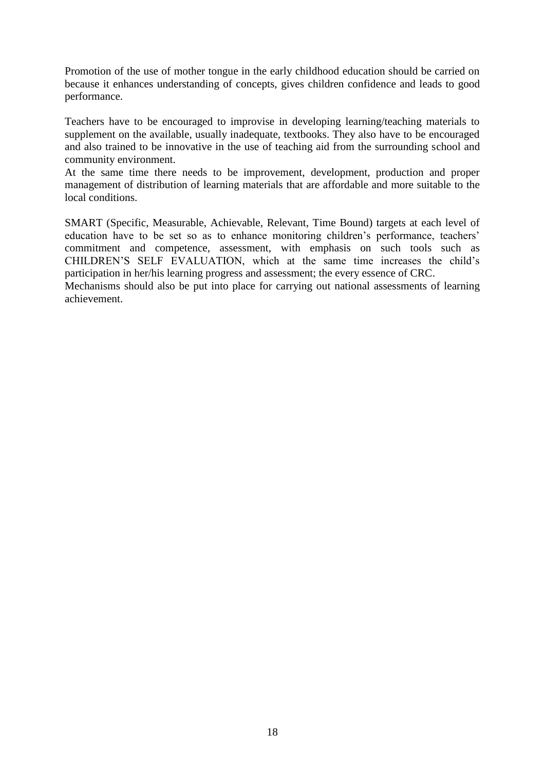Promotion of the use of mother tongue in the early childhood education should be carried on because it enhances understanding of concepts, gives children confidence and leads to good performance.

Teachers have to be encouraged to improvise in developing learning/teaching materials to supplement on the available, usually inadequate, textbooks. They also have to be encouraged and also trained to be innovative in the use of teaching aid from the surrounding school and community environment.
At the same time there needs to be improvement, development, production and proper management of distribution of learning materials that are affordable and more suitable to the local conditions.

SMART (Specific, Measurable, Achievable, Relevant, Time Bound) targets at each level of education have to be set so as to enhance monitoring children's performance, teachers' commitment and competence, assessment, with emphasis on such tools such as CHILDREN'S SELF EVALUATION, which at the same time increases the child's participation in her/his learning progress and assessment; the every essence of CRC.
Mechanisms should also be put into place for carrying out national assessments of learning achievement.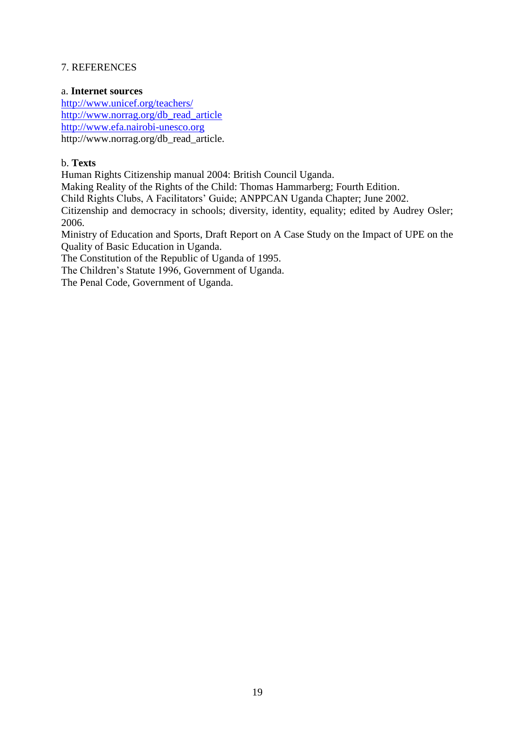## 7. REFERENCES

a. **Internet sources**

http://www.unicef.org/teachers/
http://www.norrag.org/db_read_article
http://www.efa.nairobi-unesco.org
http://www.norrag.org/db_read_article.

b. **Texts**

Human Rights Citizenship manual 2004: British Council Uganda.
Making Reality of the Rights of the Child: Thomas Hammarberg; Fourth Edition.
Child Rights Clubs, A Facilitators' Guide; ANPPCAN Uganda Chapter; June 2002.
Citizenship and democracy in schools; diversity, identity, equality; edited by Audrey Osler; 2006.
Ministry of Education and Sports, Draft Report on A Case Study on the Impact of UPE on the Quality of Basic Education in Uganda.
The Constitution of the Republic of Uganda of 1995.
The Children's Statute 1996, Government of Uganda.
The Penal Code, Government of Uganda.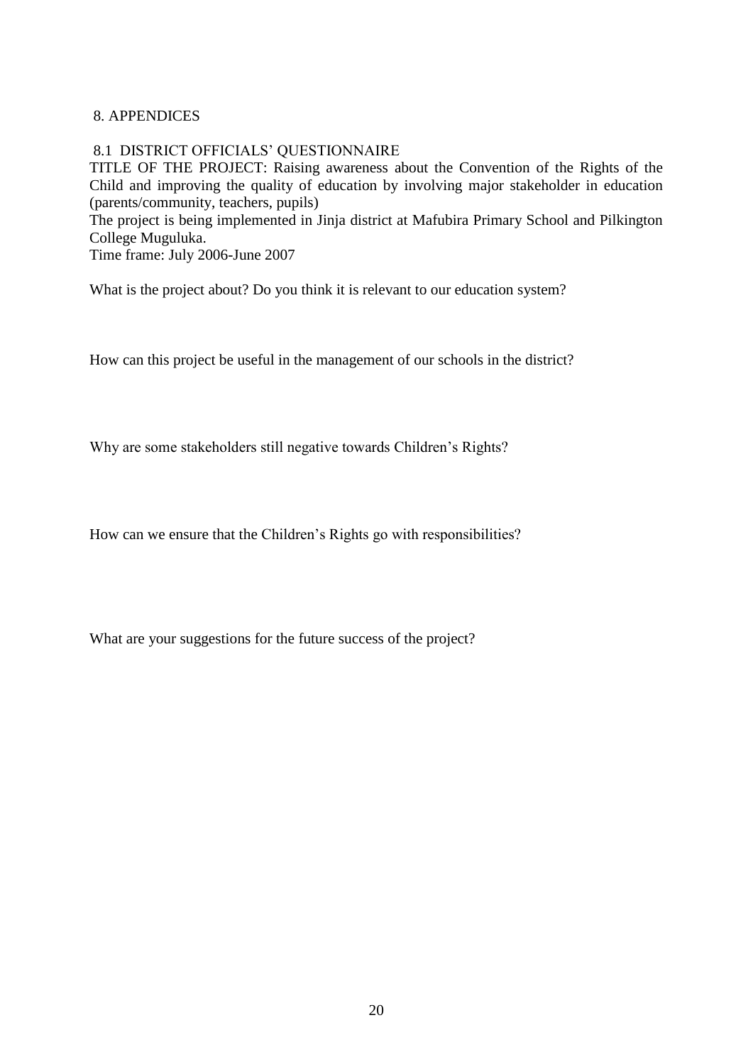# 8. APPENDICES

## 8.1 DISTRICT OFFICIALS' QUESTIONNAIRE

TITLE OF THE PROJECT: Raising awareness about the Convention of the Rights of the Child and improving the quality of education by involving major stakeholder in education (parents/community, teachers, pupils)

The project is being implemented in Jinja district at Mafubira Primary School and Pilkington College Muguluka.

Time frame: July 2006-June 2007

What is the project about? Do you think it is relevant to our education system?

How can this project be useful in the management of our schools in the district?

Why are some stakeholders still negative towards Children's Rights?

How can we ensure that the Children's Rights go with responsibilities?

What are your suggestions for the future success of the project?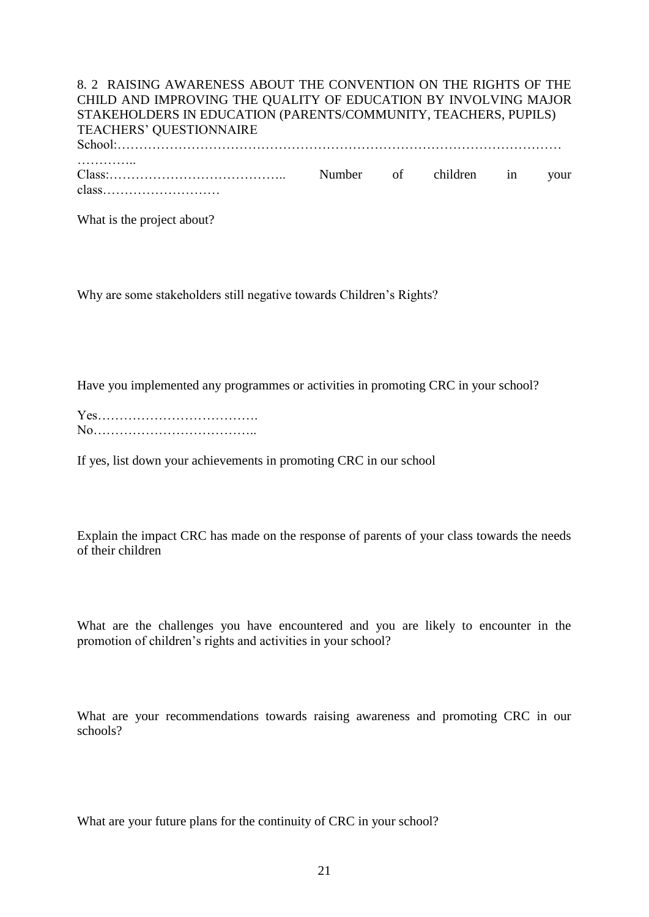8. 2 RAISING AWARENESS ABOUT THE CONVENTION ON THE RIGHTS OF THE CHILD AND IMPROVING THE QUALITY OF EDUCATION BY INVOLVING MAJOR STAKEHOLDERS IN EDUCATION (PARENTS/COMMUNITY, TEACHERS, PUPILS)

TEACHERS' QUESTIONNAIRE

School:…………………………………………………………………………………………………..

Class:………………………………….. Number of children in your class………………………

What is the project about?

Why are some stakeholders still negative towards Children's Rights?

Have you implemented any programmes or activities in promoting CRC in your school?

Yes……………………………….

No………………………………..

If yes, list down your achievements in promoting CRC in our school

Explain the impact CRC has made on the response of parents of your class towards the needs of their children

What are the challenges you have encountered and you are likely to encounter in the promotion of children's rights and activities in your school?

What are your recommendations towards raising awareness and promoting CRC in our schools?

What are your future plans for the continuity of CRC in your school?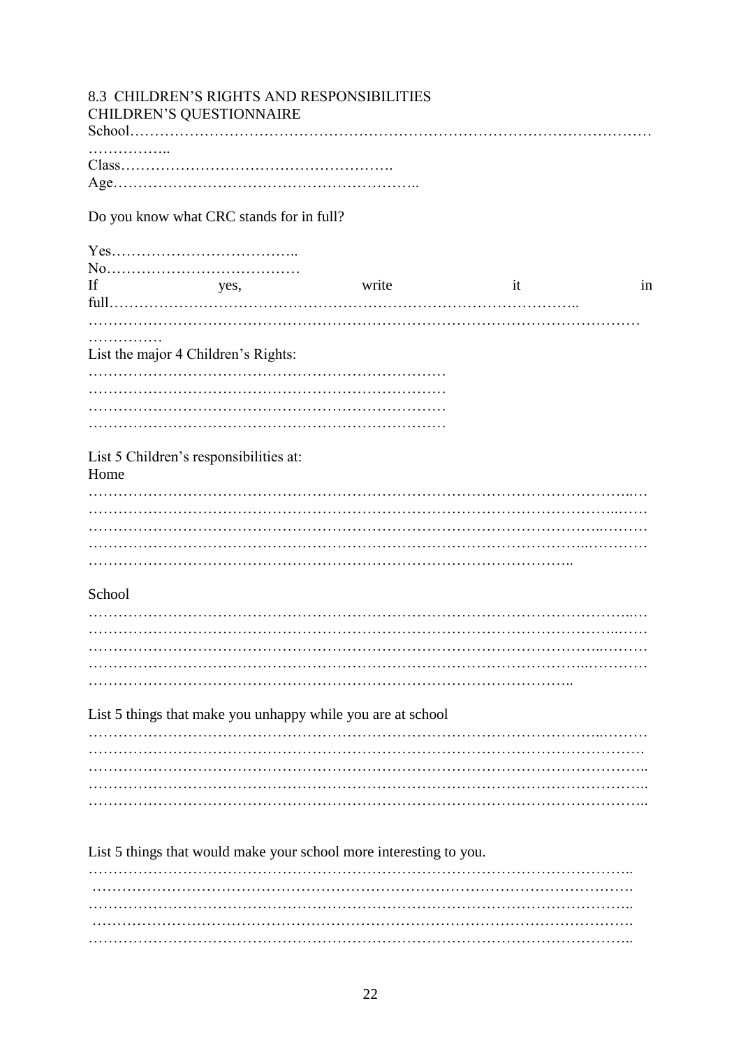8.3 CHILDREN'S RIGHTS AND RESPONSIBILITIES

CHILDREN'S QUESTIONNAIRE

School…………………………………………………………………………………………

……………..

Class……………………………………………….

Age……………………………………………………..

Do you know what CRC stands for in full?

Yes………………………………..

No…………………………………

If yes, write it in full……………………………………………………………………………..

……………………………………………………………………………………………………

……………

List the major 4 Children's Rights:

……………………………………………………………

……………………………………………………………

……………………………………………………………

……………………………………………………………

List 5 Children's responsibilities at:

Home

……………………………………………………………………………………………..…

……………………………………………………………………………………………..……

……………………………………………………………………………………………..………

……………………………………………………………………………………..…………

……………………………………………………………………………………..

School

……………………………………………………………………………………………..…

……………………………………………………………………………………………...……

……………………………………………………………………………………………...………

……………………………………………………………………………………...…………

……………………………………………………………………………………..

List 5 things that make you unhappy while you are at school

……………………………………………………………………………………………..………

……………………………………………………………………………………………………….

……………………………………………………………………………………………………..

……………………………………………………………………………………………………..

……………………………………………………………………………………………………..

List 5 things that would make your school more interesting to you.

……………………………………………………………………………………………………..

……………………………………………………………………………………………………….

……………………………………………………………………………………………………..

……………………………………………………………………………………………………….

……………………………………………………………………………………………………..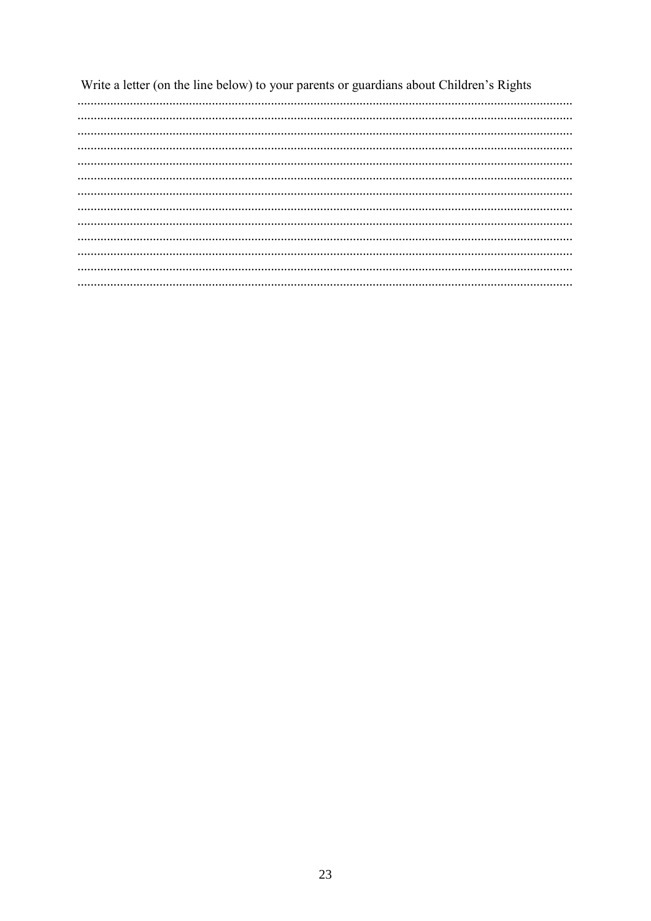Write a letter (on the line below) to your parents or guardians about Children's Rights

.....................................................................................................................................................
.....................................................................................................................................................
.....................................................................................................................................................
.....................................................................................................................................................
.....................................................................................................................................................
.....................................................................................................................................................
.....................................................................................................................................................
.....................................................................................................................................................
.....................................................................................................................................................
.....................................................................................................................................................
.....................................................................................................................................................
.....................................................................................................................................................
.....................................................................................................................................................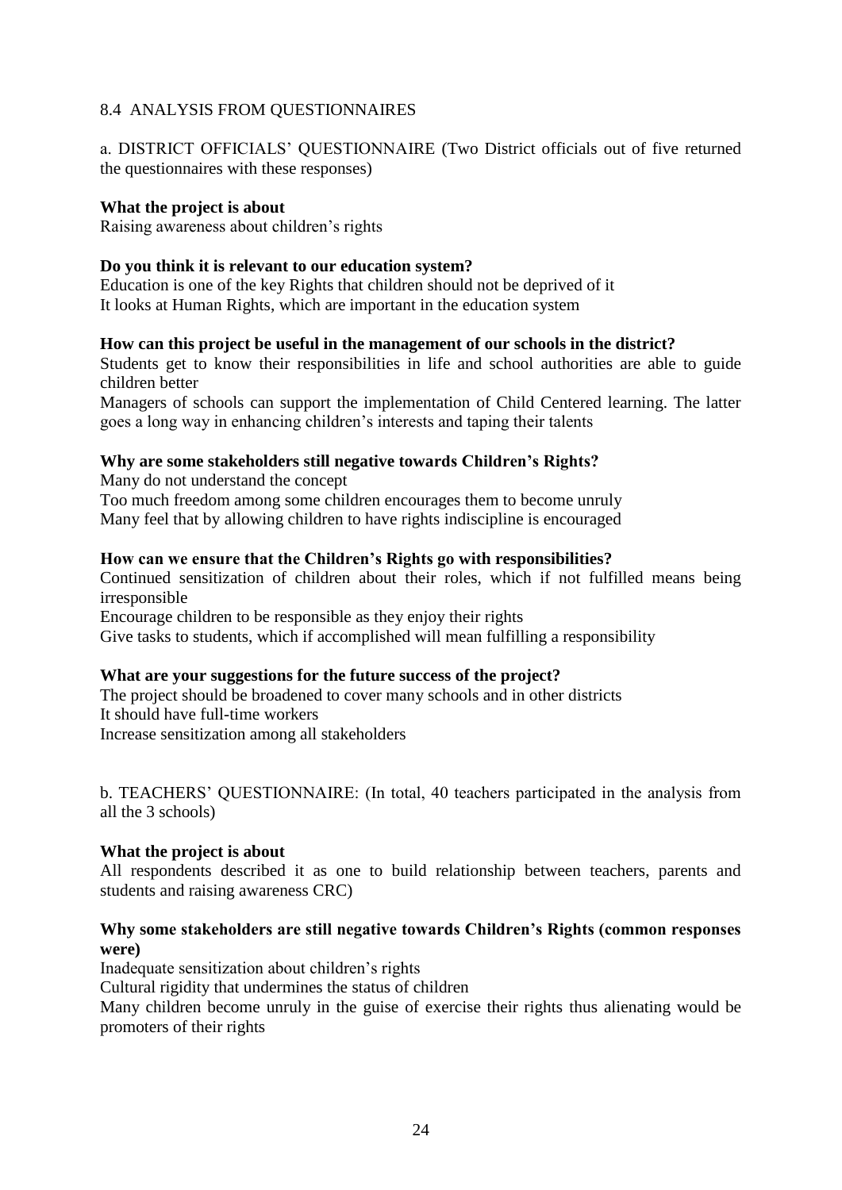8.4 ANALYSIS FROM QUESTIONNAIRES

a. DISTRICT OFFICIALS' QUESTIONNAIRE (Two District officials out of five returned the questionnaires with these responses)

**What the project is about**

Raising awareness about children's rights

**Do you think it is relevant to our education system?**

Education is one of the key Rights that children should not be deprived of it

It looks at Human Rights, which are important in the education system

**How can this project be useful in the management of our schools in the district?**

Students get to know their responsibilities in life and school authorities are able to guide children better

Managers of schools can support the implementation of Child Centered learning. The latter goes a long way in enhancing children's interests and taping their talents

**Why are some stakeholders still negative towards Children's Rights?**

Many do not understand the concept

Too much freedom among some children encourages them to become unruly

Many feel that by allowing children to have rights indiscipline is encouraged

**How can we ensure that the Children's Rights go with responsibilities?**

Continued sensitization of children about their roles, which if not fulfilled means being irresponsible

Encourage children to be responsible as they enjoy their rights

Give tasks to students, which if accomplished will mean fulfilling a responsibility

**What are your suggestions for the future success of the project?**

The project should be broadened to cover many schools and in other districts

It should have full-time workers

Increase sensitization among all stakeholders

b. TEACHERS' QUESTIONNAIRE: (In total, 40 teachers participated in the analysis from all the 3 schools)

**What the project is about**

All respondents described it as one to build relationship between teachers, parents and students and raising awareness CRC)

**Why some stakeholders are still negative towards Children's Rights (common responses were)**

Inadequate sensitization about children's rights

Cultural rigidity that undermines the status of children

Many children become unruly in the guise of exercise their rights thus alienating would be promoters of their rights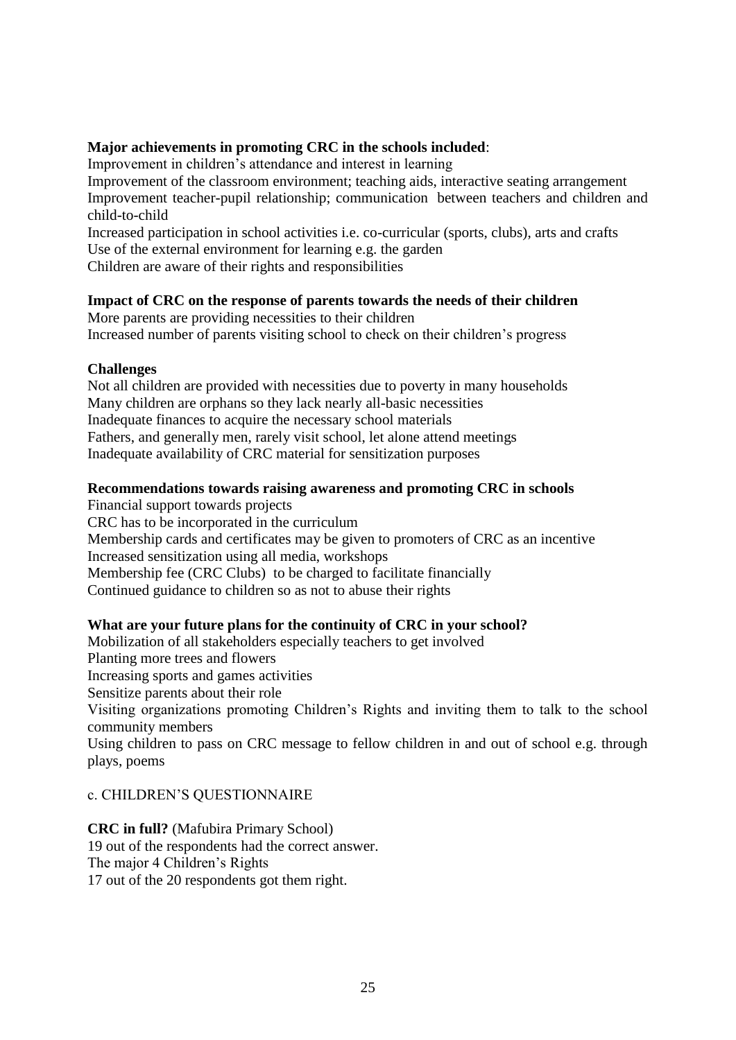**Major achievements in promoting CRC in the schools included**:

Improvement in children's attendance and interest in learning

Improvement of the classroom environment; teaching aids, interactive seating arrangement

Improvement teacher-pupil relationship; communication between teachers and children and child-to-child

Increased participation in school activities i.e. co-curricular (sports, clubs), arts and crafts

Use of the external environment for learning e.g. the garden

Children are aware of their rights and responsibilities

**Impact of CRC on the response of parents towards the needs of their children**

More parents are providing necessities to their children

Increased number of parents visiting school to check on their children's progress

**Challenges**

Not all children are provided with necessities due to poverty in many households

Many children are orphans so they lack nearly all-basic necessities

Inadequate finances to acquire the necessary school materials

Fathers, and generally men, rarely visit school, let alone attend meetings

Inadequate availability of CRC material for sensitization purposes

**Recommendations towards raising awareness and promoting CRC in schools**

Financial support towards projects

CRC has to be incorporated in the curriculum

Membership cards and certificates may be given to promoters of CRC as an incentive

Increased sensitization using all media, workshops

Membership fee (CRC Clubs) to be charged to facilitate financially

Continued guidance to children so as not to abuse their rights

**What are your future plans for the continuity of CRC in your school?**

Mobilization of all stakeholders especially teachers to get involved

Planting more trees and flowers

Increasing sports and games activities

Sensitize parents about their role

Visiting organizations promoting Children's Rights and inviting them to talk to the school community members

Using children to pass on CRC message to fellow children in and out of school e.g. through plays, poems

c. CHILDREN'S QUESTIONNAIRE

**CRC in full?** (Mafubira Primary School)

19 out of the respondents had the correct answer.

The major 4 Children's Rights

17 out of the 20 respondents got them right.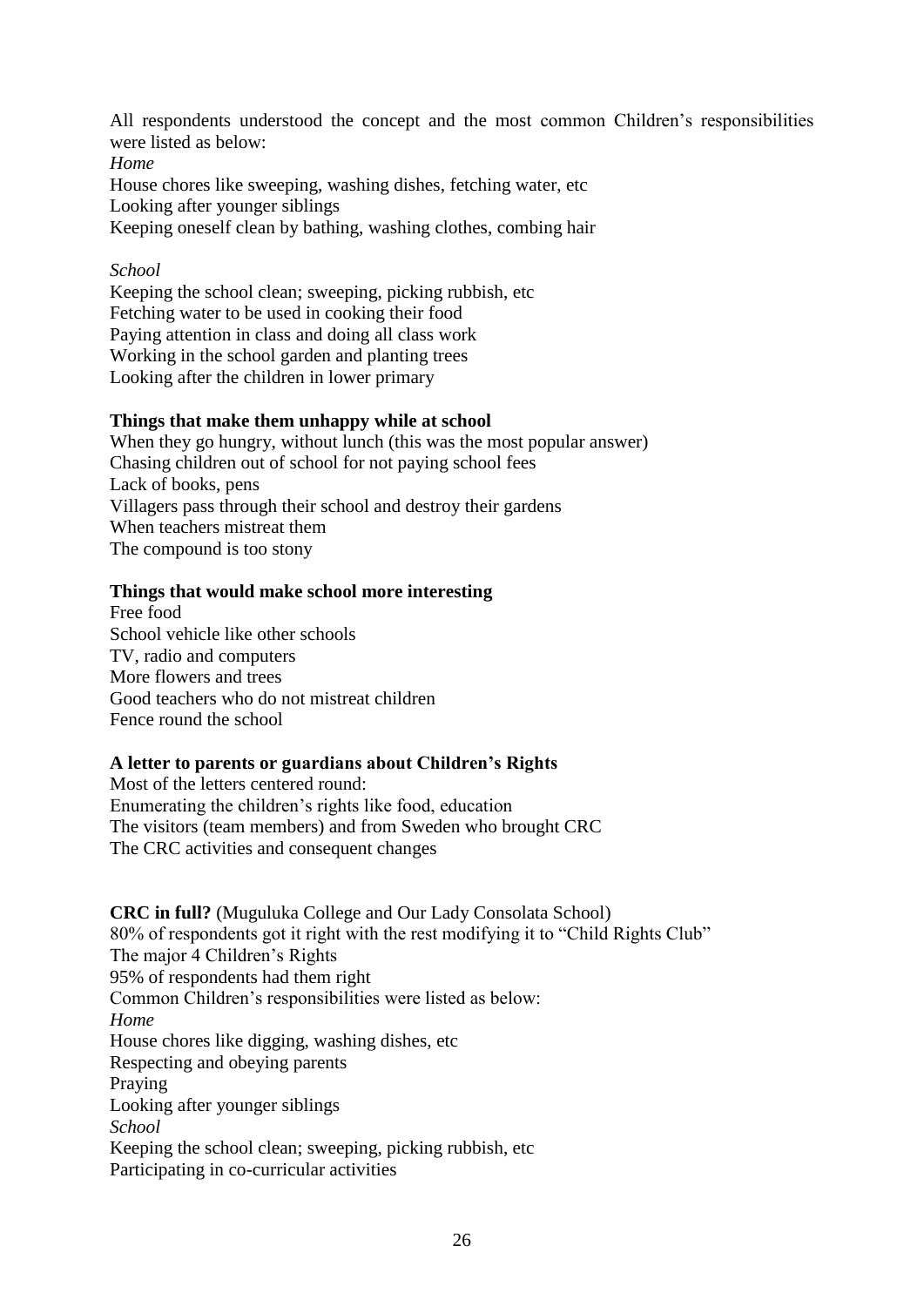All respondents understood the concept and the most common Children's responsibilities were listed as below:

*Home*

House chores like sweeping, washing dishes, fetching water, etc
Looking after younger siblings
Keeping oneself clean by bathing, washing clothes, combing hair

*School*

Keeping the school clean; sweeping, picking rubbish, etc
Fetching water to be used in cooking their food
Paying attention in class and doing all class work
Working in the school garden and planting trees
Looking after the children in lower primary

**Things that make them unhappy while at school**

When they go hungry, without lunch (this was the most popular answer)
Chasing children out of school for not paying school fees
Lack of books, pens
Villagers pass through their school and destroy their gardens
When teachers mistreat them
The compound is too stony

**Things that would make school more interesting**

Free food
School vehicle like other schools
TV, radio and computers
More flowers and trees
Good teachers who do not mistreat children
Fence round the school

**A letter to parents or guardians about Children's Rights**

Most of the letters centered round:
Enumerating the children's rights like food, education
The visitors (team members) and from Sweden who brought CRC
The CRC activities and consequent changes

**CRC in full?** (Muguluka College and Our Lady Consolata School)
80% of respondents got it right with the rest modifying it to "Child Rights Club"
The major 4 Children's Rights
95% of respondents had them right
Common Children's responsibilities were listed as below:

*Home*

House chores like digging, washing dishes, etc
Respecting and obeying parents
Praying
Looking after younger siblings

*School*

Keeping the school clean; sweeping, picking rubbish, etc
Participating in co-curricular activities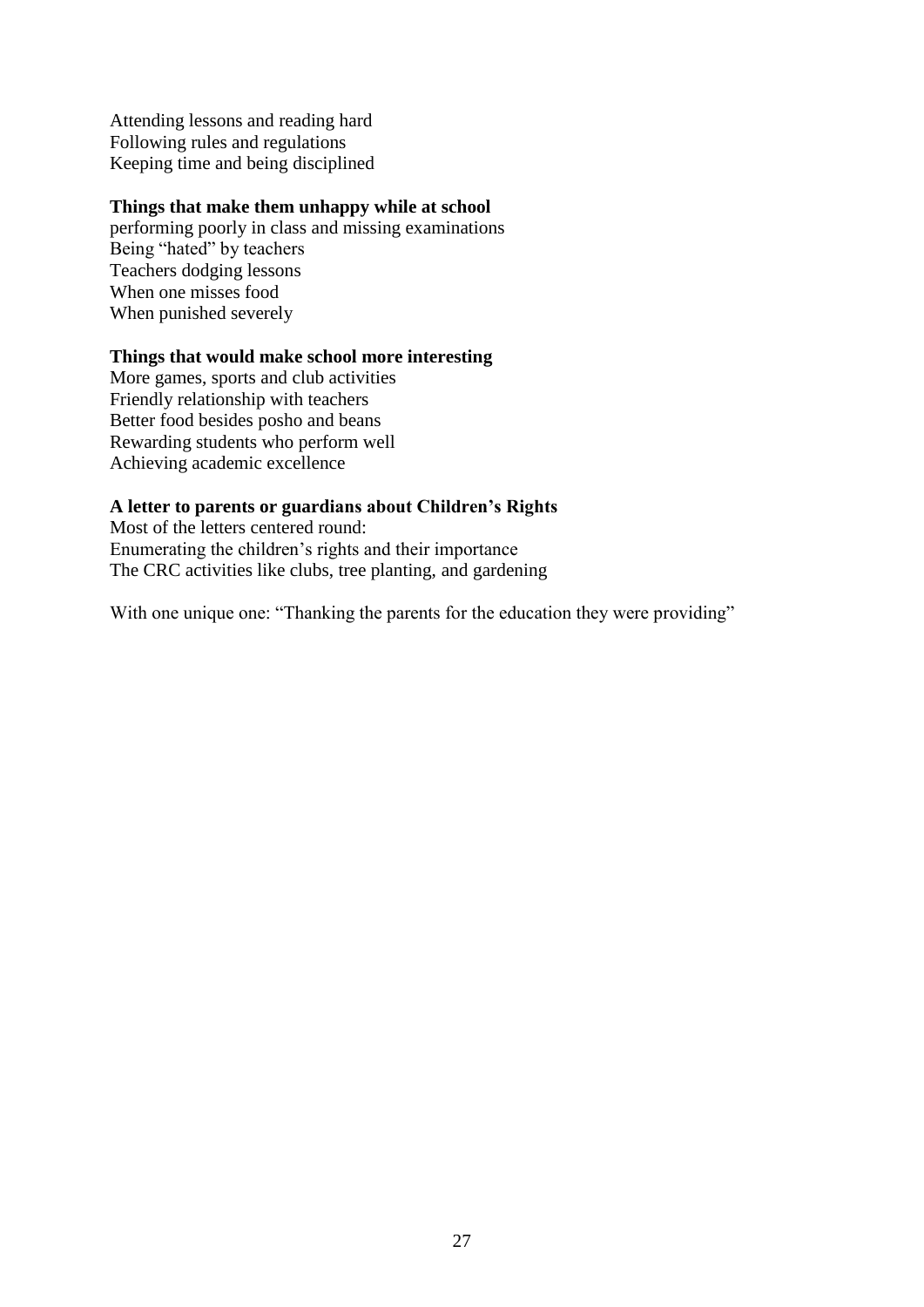Attending lessons and reading hard
Following rules and regulations
Keeping time and being disciplined

**Things that make them unhappy while at school**

performing poorly in class and missing examinations
Being "hated" by teachers
Teachers dodging lessons
When one misses food
When punished severely

**Things that would make school more interesting**

More games, sports and club activities
Friendly relationship with teachers
Better food besides posho and beans
Rewarding students who perform well
Achieving academic excellence

**A letter to parents or guardians about Children's Rights**

Most of the letters centered round:
Enumerating the children's rights and their importance
The CRC activities like clubs, tree planting, and gardening

With one unique one: "Thanking the parents for the education they were providing"